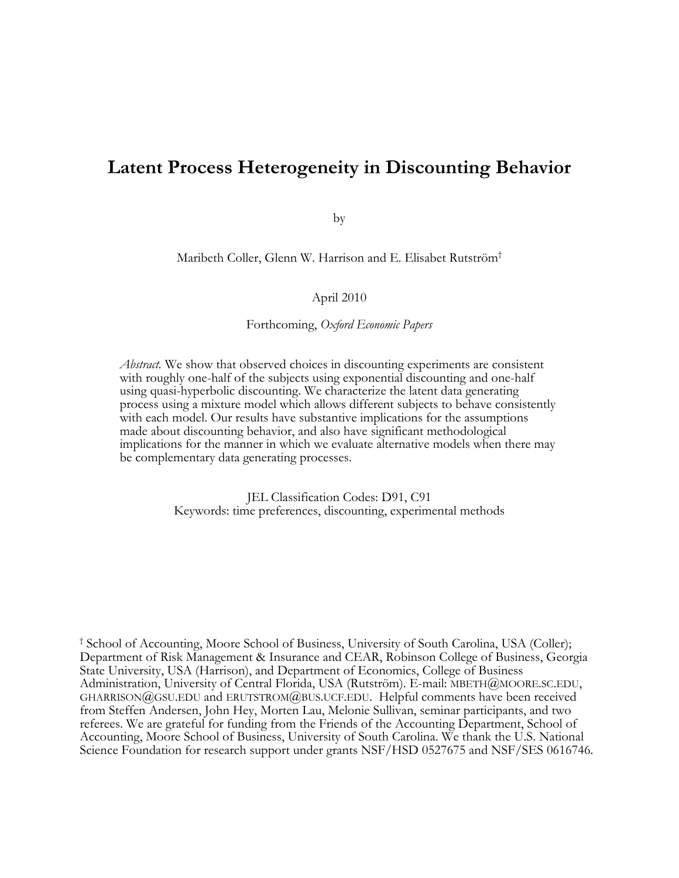# Latent Process Heterogeneity in Discounting Behavior

by

Maribeth Coller, Glenn W. Harrison and E. Elisabet Rutström[†]

April 2010

Forthcoming, *Oxford Economic Papers*

*Abstract*. We show that observed choices in discounting experiments are consistent with roughly one-half of the subjects using exponential discounting and one-half using quasi-hyperbolic discounting. We characterize the latent data generating process using a mixture model which allows different subjects to behave consistently with each model. Our results have substantive implications for the assumptions made about discounting behavior, and also have significant methodological implications for the manner in which we evaluate alternative models when there may be complementary data generating processes.

JEL Classification Codes: D91, C91
Keywords: time preferences, discounting, experimental methods

[†] School of Accounting, Moore School of Business, University of South Carolina, USA (Coller); Department of Risk Management & Insurance and CEAR, Robinson College of Business, Georgia State University, USA (Harrison), and Department of Economics, College of Business Administration, University of Central Florida, USA (Rutström). E-mail: MBETH@MOORE.SC.EDU, GHARRISON@GSU.EDU and ERUTSTROM@BUS.UCF.EDU. Helpful comments have been received from Steffen Andersen, John Hey, Morten Lau, Melonie Sullivan, seminar participants, and two referees. We are grateful for funding from the Friends of the Accounting Department, School of Accounting, Moore School of Business, University of South Carolina. We thank the U.S. National Science Foundation for research support under grants NSF/HSD 0527675 and NSF/SES 0616746.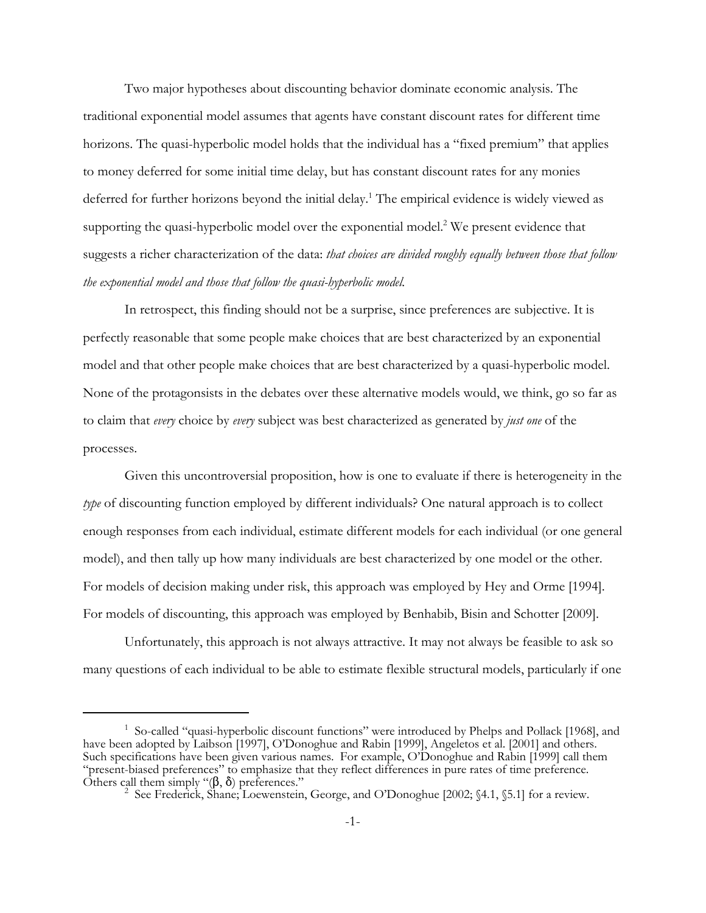Two major hypotheses about discounting behavior dominate economic analysis. The traditional exponential model assumes that agents have constant discount rates for different time horizons. The quasi-hyperbolic model holds that the individual has a "fixed premium" that applies to money deferred for some initial time delay, but has constant discount rates for any monies deferred for further horizons beyond the initial delay.[1] The empirical evidence is widely viewed as supporting the quasi-hyperbolic model over the exponential model.[2] We present evidence that suggests a richer characterization of the data: *that choices are divided roughly equally between those that follow the exponential model and those that follow the quasi-hyperbolic model.*

In retrospect, this finding should not be a surprise, since preferences are subjective. It is perfectly reasonable that some people make choices that are best characterized by an exponential model and that other people make choices that are best characterized by a quasi-hyperbolic model. None of the protagonsists in the debates over these alternative models would, we think, go so far as to claim that *every* choice by *every* subject was best characterized as generated by *just one* of the processes.

Given this uncontroversial proposition, how is one to evaluate if there is heterogeneity in the *type* of discounting function employed by different individuals? One natural approach is to collect enough responses from each individual, estimate different models for each individual (or one general model), and then tally up how many individuals are best characterized by one model or the other. For models of decision making under risk, this approach was employed by Hey and Orme [1994]. For models of discounting, this approach was employed by Benhabib, Bisin and Schotter [2009].

Unfortunately, this approach is not always attractive. It may not always be feasible to ask so many questions of each individual to be able to estimate flexible structural models, particularly if one

---

[1] So-called "quasi-hyperbolic discount functions" were introduced by Phelps and Pollack [1968], and have been adopted by Laibson [1997], O'Donoghue and Rabin [1999], Angeletos et al. [2001] and others. Such specifications have been given various names. For example, O'Donoghue and Rabin [1999] call them "present-biased preferences" to emphasize that they reflect differences in pure rates of time preference. Others call them simply "($\beta$, $\delta$) preferences."

[2] See Frederick, Shane; Loewenstein, George, and O'Donoghue [2002; §4.1, §5.1] for a review.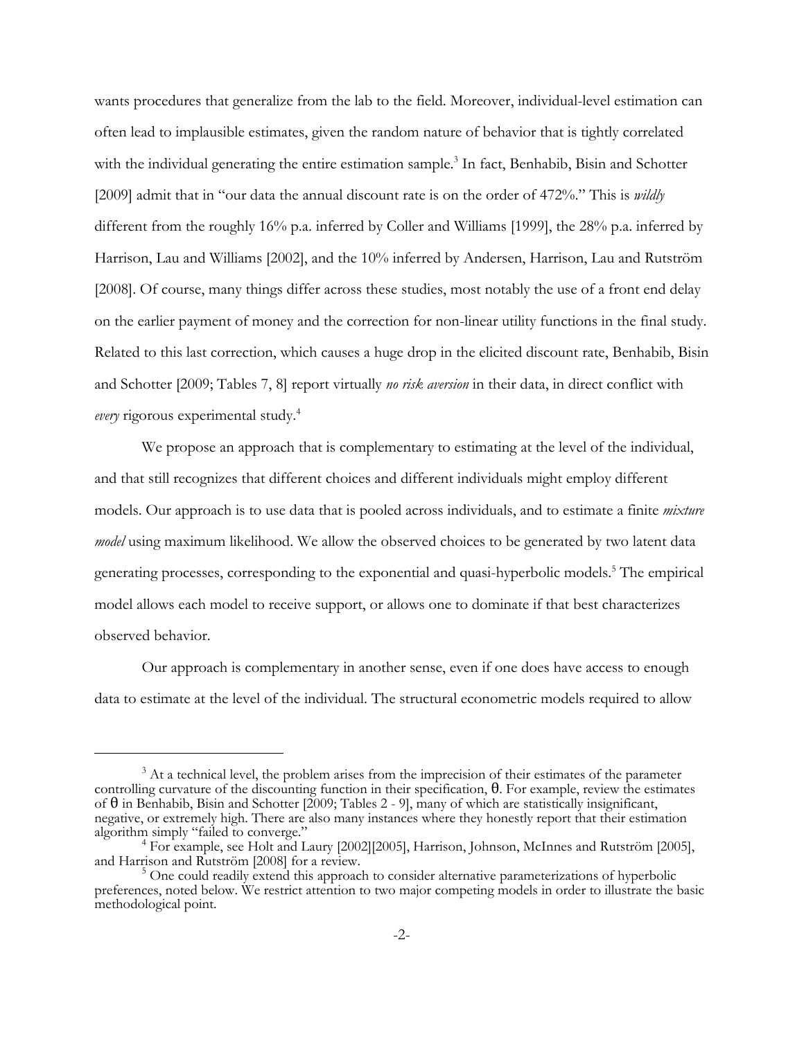wants procedures that generalize from the lab to the field. Moreover, individual-level estimation can often lead to implausible estimates, given the random nature of behavior that is tightly correlated with the individual generating the entire estimation sample.[3] In fact, Benhabib, Bisin and Schotter [2009] admit that in "our data the annual discount rate is on the order of 472%." This is *wildly* different from the roughly 16% p.a. inferred by Coller and Williams [1999], the 28% p.a. inferred by Harrison, Lau and Williams [2002], and the 10% inferred by Andersen, Harrison, Lau and Rutström [2008]. Of course, many things differ across these studies, most notably the use of a front end delay on the earlier payment of money and the correction for non-linear utility functions in the final study. Related to this last correction, which causes a huge drop in the elicited discount rate, Benhabib, Bisin and Schotter [2009; Tables 7, 8] report virtually *no risk aversion* in their data, in direct conflict with *every* rigorous experimental study.[4]

We propose an approach that is complementary to estimating at the level of the individual, and that still recognizes that different choices and different individuals might employ different models. Our approach is to use data that is pooled across individuals, and to estimate a finite *mixture model* using maximum likelihood. We allow the observed choices to be generated by two latent data generating processes, corresponding to the exponential and quasi-hyperbolic models.[5] The empirical model allows each model to receive support, or allows one to dominate if that best characterizes observed behavior.

Our approach is complementary in another sense, even if one does have access to enough data to estimate at the level of the individual. The structural econometric models required to allow

---

[3] At a technical level, the problem arises from the imprecision of their estimates of the parameter controlling curvature of the discounting function in their specification, $\theta$. For example, review the estimates of $\theta$ in Benhabib, Bisin and Schotter [2009; Tables 2 - 9], many of which are statistically insignificant, negative, or extremely high. There are also many instances where they honestly report that their estimation algorithm simply "failed to converge."

[4] For example, see Holt and Laury [2002][2005], Harrison, Johnson, McInnes and Rutström [2005], and Harrison and Rutström [2008] for a review.

[5] One could readily extend this approach to consider alternative parameterizations of hyperbolic preferences, noted below. We restrict attention to two major competing models in order to illustrate the basic methodological point.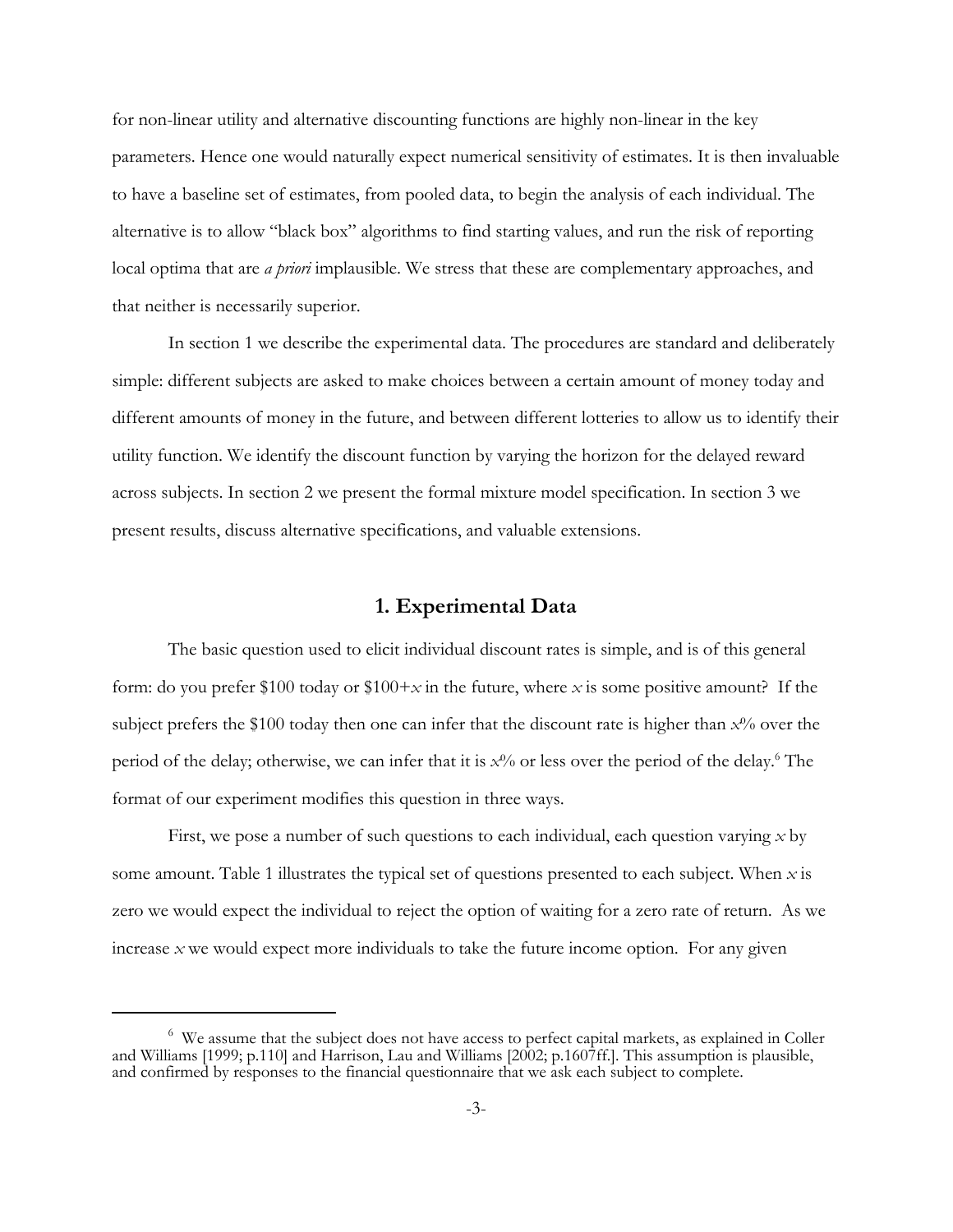for non-linear utility and alternative discounting functions are highly non-linear in the key parameters. Hence one would naturally expect numerical sensitivity of estimates. It is then invaluable to have a baseline set of estimates, from pooled data, to begin the analysis of each individual. The alternative is to allow "black box" algorithms to find starting values, and run the risk of reporting local optima that are *a priori* implausible. We stress that these are complementary approaches, and that neither is necessarily superior.

In section 1 we describe the experimental data. The procedures are standard and deliberately simple: different subjects are asked to make choices between a certain amount of money today and different amounts of money in the future, and between different lotteries to allow us to identify their utility function. We identify the discount function by varying the horizon for the delayed reward across subjects. In section 2 we present the formal mixture model specification. In section 3 we present results, discuss alternative specifications, and valuable extensions.

## 1. Experimental Data

The basic question used to elicit individual discount rates is simple, and is of this general form: do you prefer \$100 today or \$100+$x$ in the future, where $x$ is some positive amount? If the subject prefers the \$100 today then one can infer that the discount rate is higher than $x$% over the period of the delay; otherwise, we can infer that it is $x$% or less over the period of the delay.[6] The format of our experiment modifies this question in three ways.

First, we pose a number of such questions to each individual, each question varying $x$ by some amount. Table 1 illustrates the typical set of questions presented to each subject. When $x$ is zero we would expect the individual to reject the option of waiting for a zero rate of return. As we increase $x$ we would expect more individuals to take the future income option. For any given

[6] We assume that the subject does not have access to perfect capital markets, as explained in Coller and Williams [1999; p.110] and Harrison, Lau and Williams [2002; p.1607ff.]. This assumption is plausible, and confirmed by responses to the financial questionnaire that we ask each subject to complete.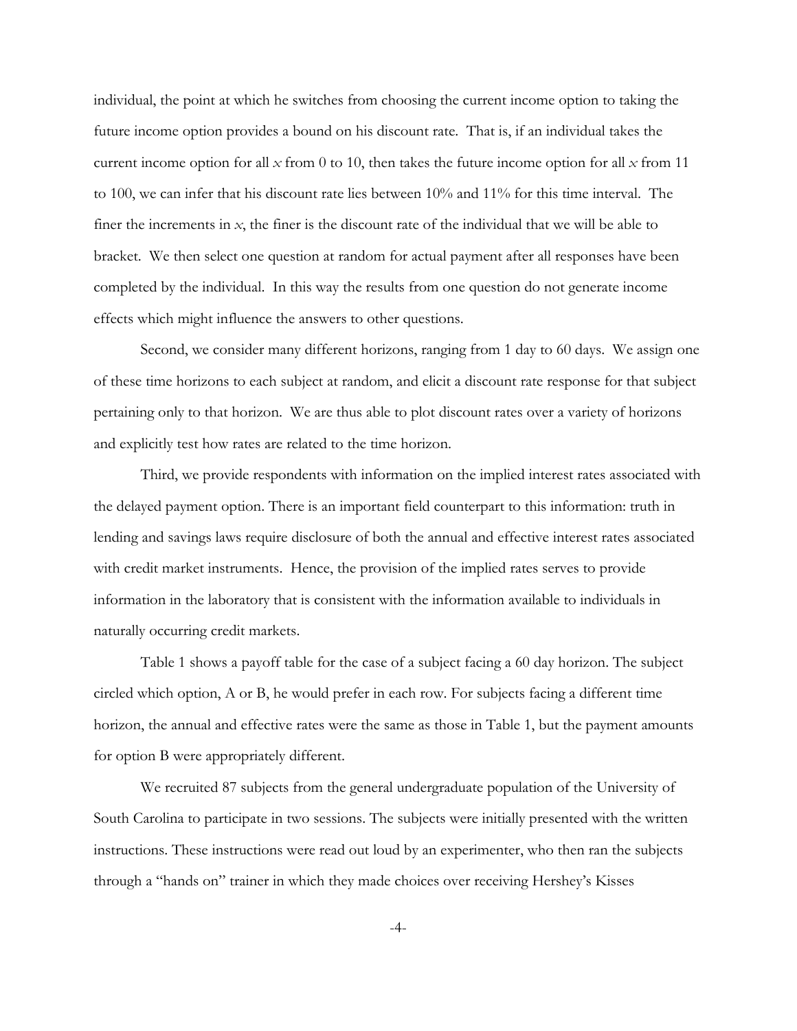individual, the point at which he switches from choosing the current income option to taking the future income option provides a bound on his discount rate. That is, if an individual takes the current income option for all $x$ from 0 to 10, then takes the future income option for all $x$ from 11 to 100, we can infer that his discount rate lies between 10% and 11% for this time interval. The finer the increments in $x$, the finer is the discount rate of the individual that we will be able to bracket. We then select one question at random for actual payment after all responses have been completed by the individual. In this way the results from one question do not generate income effects which might influence the answers to other questions.

Second, we consider many different horizons, ranging from 1 day to 60 days. We assign one of these time horizons to each subject at random, and elicit a discount rate response for that subject pertaining only to that horizon. We are thus able to plot discount rates over a variety of horizons and explicitly test how rates are related to the time horizon.

Third, we provide respondents with information on the implied interest rates associated with the delayed payment option. There is an important field counterpart to this information: truth in lending and savings laws require disclosure of both the annual and effective interest rates associated with credit market instruments. Hence, the provision of the implied rates serves to provide information in the laboratory that is consistent with the information available to individuals in naturally occurring credit markets.

Table 1 shows a payoff table for the case of a subject facing a 60 day horizon. The subject circled which option, A or B, he would prefer in each row. For subjects facing a different time horizon, the annual and effective rates were the same as those in Table 1, but the payment amounts for option B were appropriately different.

We recruited 87 subjects from the general undergraduate population of the University of South Carolina to participate in two sessions. The subjects were initially presented with the written instructions. These instructions were read out loud by an experimenter, who then ran the subjects through a "hands on" trainer in which they made choices over receiving Hershey's Kisses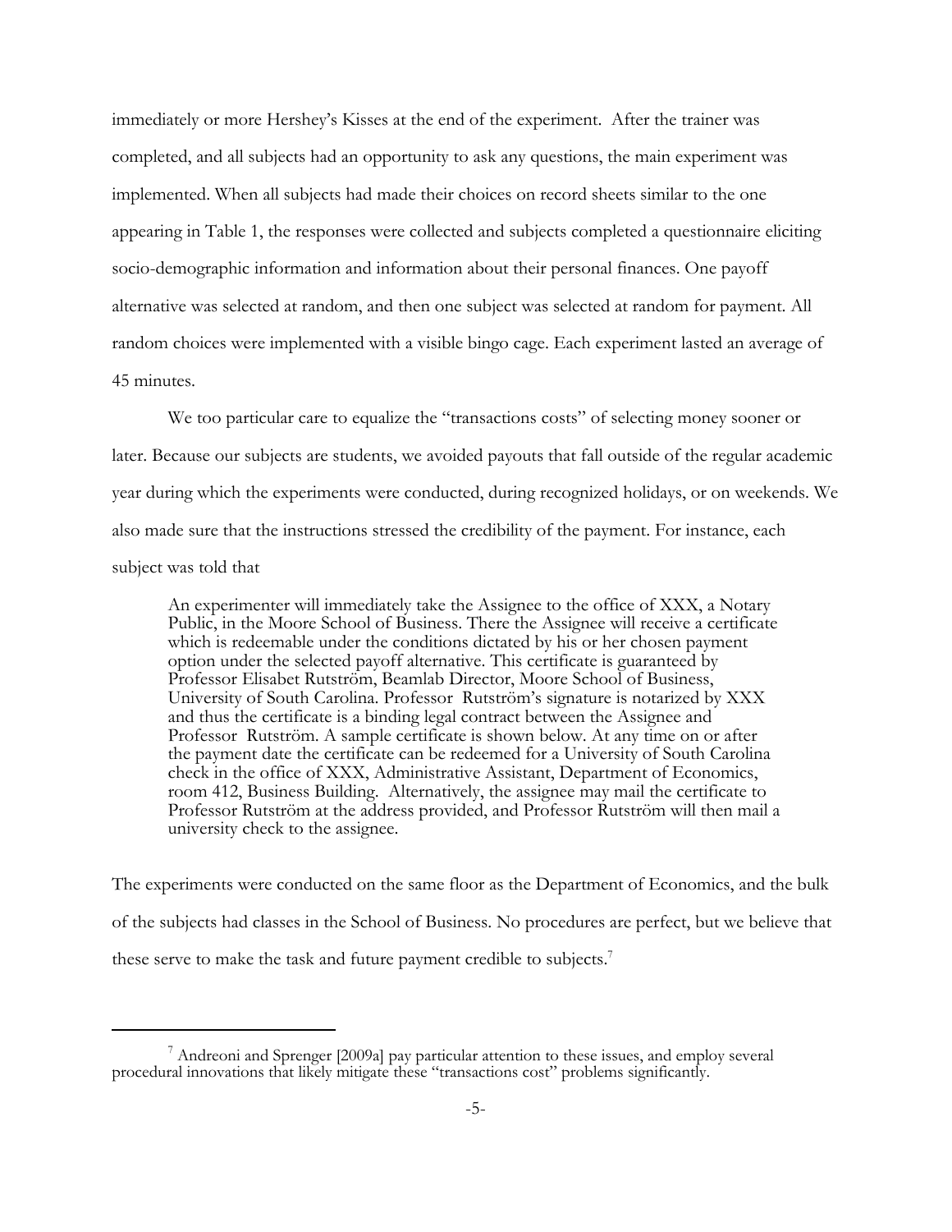immediately or more Hershey's Kisses at the end of the experiment. After the trainer was completed, and all subjects had an opportunity to ask any questions, the main experiment was implemented. When all subjects had made their choices on record sheets similar to the one appearing in Table 1, the responses were collected and subjects completed a questionnaire eliciting socio-demographic information and information about their personal finances. One payoff alternative was selected at random, and then one subject was selected at random for payment. All random choices were implemented with a visible bingo cage. Each experiment lasted an average of 45 minutes.

We too particular care to equalize the "transactions costs" of selecting money sooner or later. Because our subjects are students, we avoided payouts that fall outside of the regular academic year during which the experiments were conducted, during recognized holidays, or on weekends. We also made sure that the instructions stressed the credibility of the payment. For instance, each subject was told that

> An experimenter will immediately take the Assignee to the office of XXX, a Notary Public, in the Moore School of Business. There the Assignee will receive a certificate which is redeemable under the conditions dictated by his or her chosen payment option under the selected payoff alternative. This certificate is guaranteed by Professor Elisabet Rutström, Beamlab Director, Moore School of Business, University of South Carolina. Professor Rutström's signature is notarized by XXX and thus the certificate is a binding legal contract between the Assignee and Professor Rutström. A sample certificate is shown below. At any time on or after the payment date the certificate can be redeemed for a University of South Carolina check in the office of XXX, Administrative Assistant, Department of Economics, room 412, Business Building. Alternatively, the assignee may mail the certificate to Professor Rutström at the address provided, and Professor Rutström will then mail a university check to the assignee.

The experiments were conducted on the same floor as the Department of Economics, and the bulk of the subjects had classes in the School of Business. No procedures are perfect, but we believe that these serve to make the task and future payment credible to subjects.[7]

---

[7] Andreoni and Sprenger [2009a] pay particular attention to these issues, and employ several procedural innovations that likely mitigate these "transactions cost" problems significantly.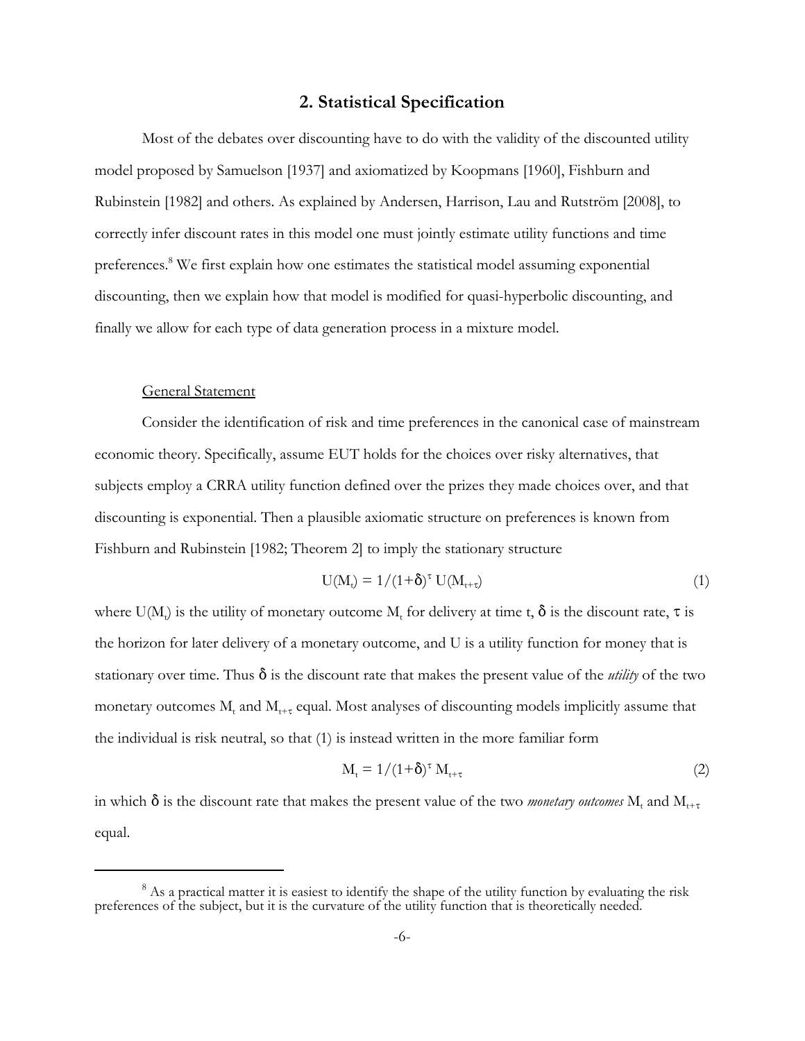## 2. Statistical Specification

Most of the debates over discounting have to do with the validity of the discounted utility model proposed by Samuelson [1937] and axiomatized by Koopmans [1960], Fishburn and Rubinstein [1982] and others. As explained by Andersen, Harrison, Lau and Rutström [2008], to correctly infer discount rates in this model one must jointly estimate utility functions and time preferences.[8] We first explain how one estimates the statistical model assuming exponential discounting, then we explain how that model is modified for quasi-hyperbolic discounting, and finally we allow for each type of data generation process in a mixture model.

### General Statement

Consider the identification of risk and time preferences in the canonical case of mainstream economic theory. Specifically, assume EUT holds for the choices over risky alternatives, that subjects employ a CRRA utility function defined over the prizes they made choices over, and that discounting is exponential. Then a plausible axiomatic structure on preferences is known from Fishburn and Rubinstein [1982; Theorem 2] to imply the stationary structure

$$U(M_t) = 1/(1+\delta)^{\tau}\, U(M_{t+\tau}) \tag{1}$$

where $U(M_t)$ is the utility of monetary outcome $M_t$ for delivery at time t, $\delta$ is the discount rate, $\tau$ is the horizon for later delivery of a monetary outcome, and U is a utility function for money that is stationary over time. Thus $\delta$ is the discount rate that makes the present value of the *utility* of the two monetary outcomes $M_t$ and $M_{t+\tau}$ equal. Most analyses of discounting models implicitly assume that the individual is risk neutral, so that (1) is instead written in the more familiar form

$$M_t = 1/(1+\delta)^{\tau}\, M_{t+\tau} \tag{2}$$

in which $\delta$ is the discount rate that makes the present value of the two *monetary outcomes* $M_t$ and $M_{t+\tau}$ equal.

[8] As a practical matter it is easiest to identify the shape of the utility function by evaluating the risk preferences of the subject, but it is the curvature of the utility function that is theoretically needed.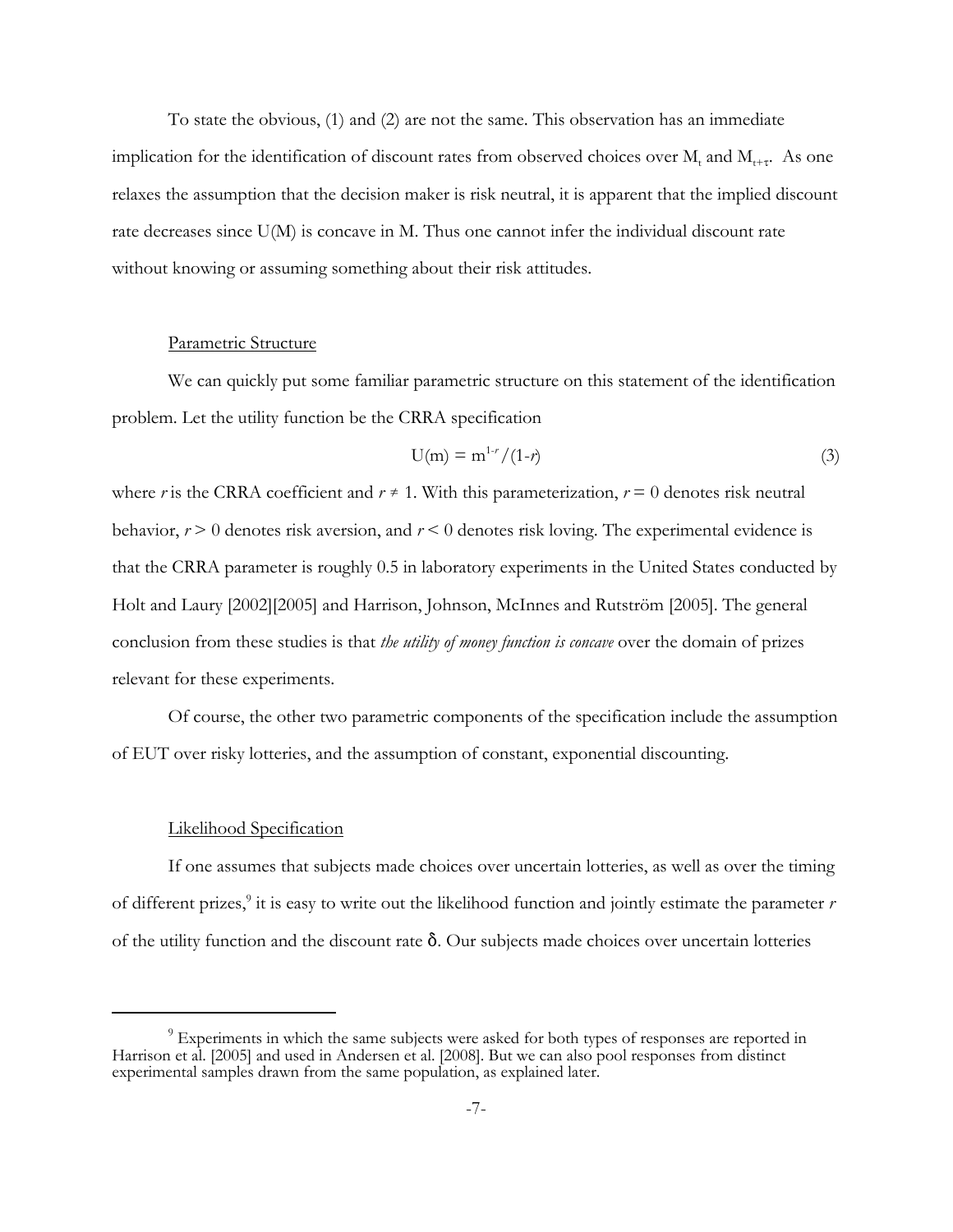To state the obvious, (1) and (2) are not the same. This observation has an immediate implication for the identification of discount rates from observed choices over $M_t$ and $M_{t+\tau}$. As one relaxes the assumption that the decision maker is risk neutral, it is apparent that the implied discount rate decreases since U(M) is concave in M. Thus one cannot infer the individual discount rate without knowing or assuming something about their risk attitudes.

### Parametric Structure

We can quickly put some familiar parametric structure on this statement of the identification problem. Let the utility function be the CRRA specification

$$U(m) = m^{1-r}/(1-r) \tag{3}$$

where $r$ is the CRRA coefficient and $r \neq 1$. With this parameterization, $r = 0$ denotes risk neutral behavior, $r > 0$ denotes risk aversion, and $r < 0$ denotes risk loving. The experimental evidence is that the CRRA parameter is roughly 0.5 in laboratory experiments in the United States conducted by Holt and Laury [2002][2005] and Harrison, Johnson, McInnes and Rutström [2005]. The general conclusion from these studies is that *the utility of money function is concave* over the domain of prizes relevant for these experiments.

Of course, the other two parametric components of the specification include the assumption of EUT over risky lotteries, and the assumption of constant, exponential discounting.

### Likelihood Specification

If one assumes that subjects made choices over uncertain lotteries, as well as over the timing of different prizes,[9] it is easy to write out the likelihood function and jointly estimate the parameter $r$ of the utility function and the discount rate $\delta$. Our subjects made choices over uncertain lotteries

[9] Experiments in which the same subjects were asked for both types of responses are reported in Harrison et al. [2005] and used in Andersen et al. [2008]. But we can also pool responses from distinct experimental samples drawn from the same population, as explained later.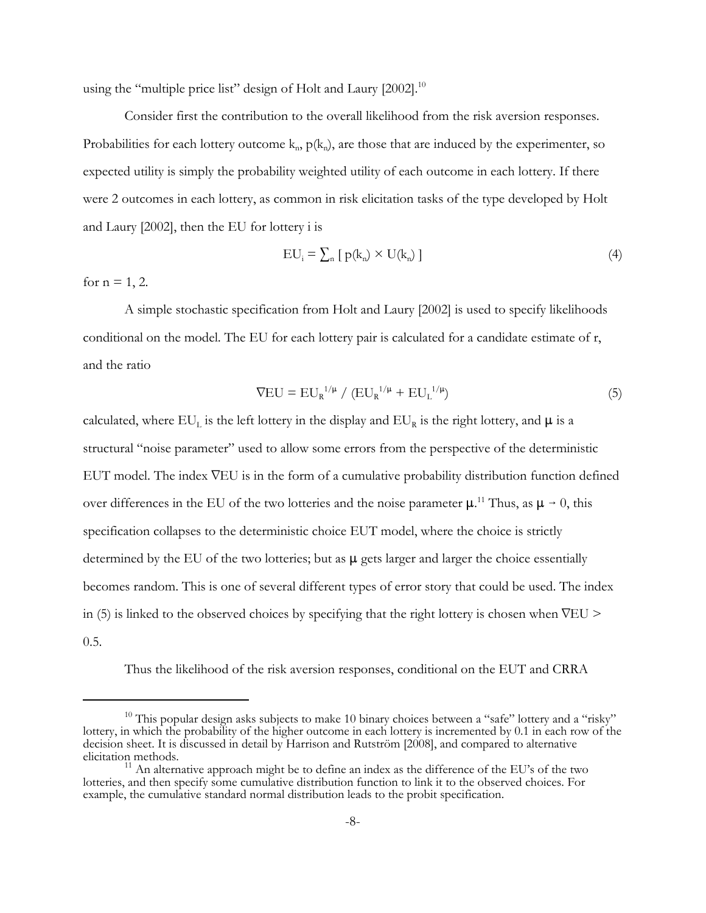using the "multiple price list" design of Holt and Laury [2002].[10]

Consider first the contribution to the overall likelihood from the risk aversion responses. Probabilities for each lottery outcome $k_n$, $p(k_n)$, are those that are induced by the experimenter, so expected utility is simply the probability weighted utility of each outcome in each lottery. If there were 2 outcomes in each lottery, as common in risk elicitation tasks of the type developed by Holt and Laury [2002], then the EU for lottery i is

$$EU_i = \sum_n [\, p(k_n) \times U(k_n) \,] \tag{4}$$

for n = 1, 2.

A simple stochastic specification from Holt and Laury [2002] is used to specify likelihoods conditional on the model. The EU for each lottery pair is calculated for a candidate estimate of r, and the ratio

$$\nabla EU = EU_R^{1/\mu} \,/\, (EU_R^{1/\mu} + EU_L^{1/\mu}) \tag{5}$$

calculated, where $EU_L$ is the left lottery in the display and $EU_R$ is the right lottery, and $\mu$ is a structural "noise parameter" used to allow some errors from the perspective of the deterministic EUT model. The index $\nabla EU$ is in the form of a cumulative probability distribution function defined over differences in the EU of the two lotteries and the noise parameter $\mu$.[11] Thus, as $\mu \rightarrow 0$, this specification collapses to the deterministic choice EUT model, where the choice is strictly determined by the EU of the two lotteries; but as $\mu$ gets larger and larger the choice essentially becomes random. This is one of several different types of error story that could be used. The index in (5) is linked to the observed choices by specifying that the right lottery is chosen when $\nabla EU > 0.5$.

Thus the likelihood of the risk aversion responses, conditional on the EUT and CRRA

---

[10] This popular design asks subjects to make 10 binary choices between a "safe" lottery and a "risky" lottery, in which the probability of the higher outcome in each lottery is incremented by 0.1 in each row of the decision sheet. It is discussed in detail by Harrison and Rutström [2008], and compared to alternative elicitation methods.

[11] An alternative approach might be to define an index as the difference of the EU's of the two lotteries, and then specify some cumulative distribution function to link it to the observed choices. For example, the cumulative standard normal distribution leads to the probit specification.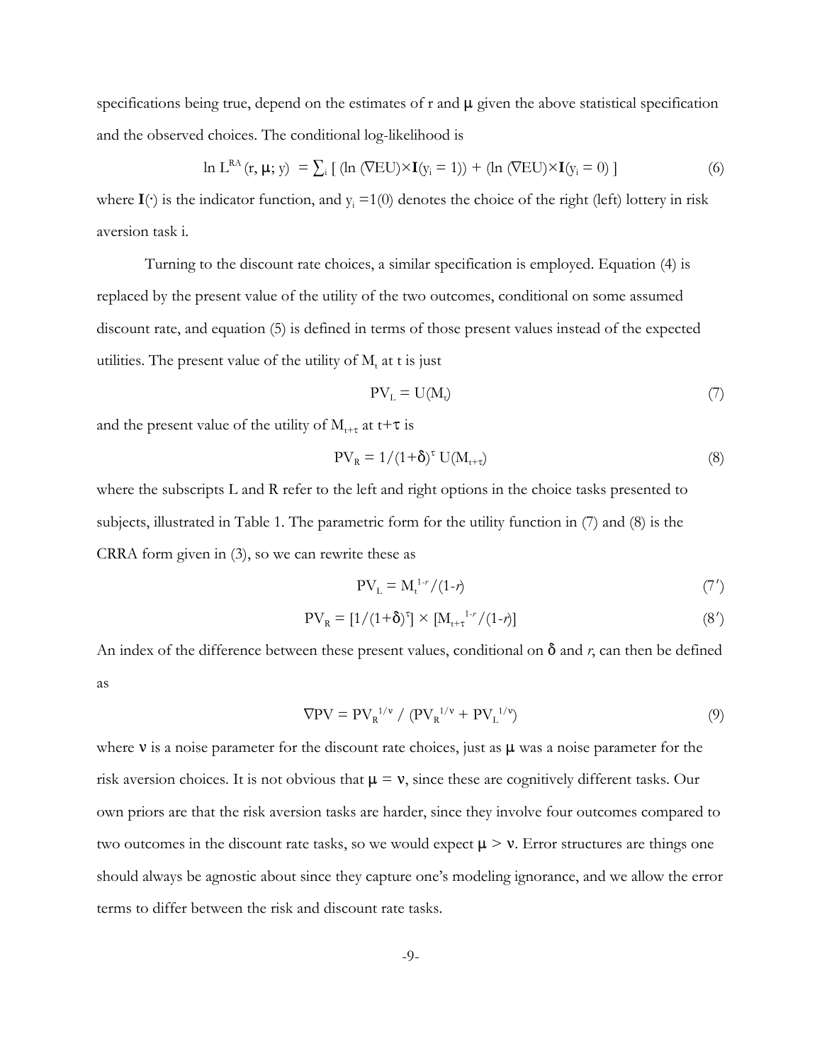specifications being true, depend on the estimates of r and μ given the above statistical specification and the observed choices. The conditional log-likelihood is

$$\ln L^{RA}(r, \mu; y) = \sum_i [ (\ln (\nabla EU) \times \mathbf{I}(y_i = 1)) + (\ln (\nabla EU) \times \mathbf{I}(y_i = 0) ] \tag{6}$$

where $\mathbf{I}(\cdot)$ is the indicator function, and $y_i$ =1(0) denotes the choice of the right (left) lottery in risk aversion task i.

Turning to the discount rate choices, a similar specification is employed. Equation (4) is replaced by the present value of the utility of the two outcomes, conditional on some assumed discount rate, and equation (5) is defined in terms of those present values instead of the expected utilities. The present value of the utility of $M_t$ at t is just

$$PV_L = U(M_t) \tag{7}$$

and the present value of the utility of $M_{t+\tau}$ at t+τ is

$$PV_R = 1/(1+\delta)^{\tau}\, U(M_{t+\tau}) \tag{8}$$

where the subscripts L and R refer to the left and right options in the choice tasks presented to subjects, illustrated in Table 1. The parametric form for the utility function in (7) and (8) is the CRRA form given in (3), so we can rewrite these as

$$PV_L = M_t^{1-r}/(1-r) \tag{7′}$$

$$PV_R = [1/(1+\delta)^{\tau}] \times [M_{t+\tau}^{1-r}/(1-r)] \tag{8′}$$

An index of the difference between these present values, conditional on δ and *r*, can then be defined as

$$\nabla PV = PV_R^{1/\nu} / (PV_R^{1/\nu} + PV_L^{1/\nu}) \tag{9}$$

where ν is a noise parameter for the discount rate choices, just as μ was a noise parameter for the risk aversion choices. It is not obvious that $\mu = \nu$, since these are cognitively different tasks. Our own priors are that the risk aversion tasks are harder, since they involve four outcomes compared to two outcomes in the discount rate tasks, so we would expect $\mu > \nu$. Error structures are things one should always be agnostic about since they capture one's modeling ignorance, and we allow the error terms to differ between the risk and discount rate tasks.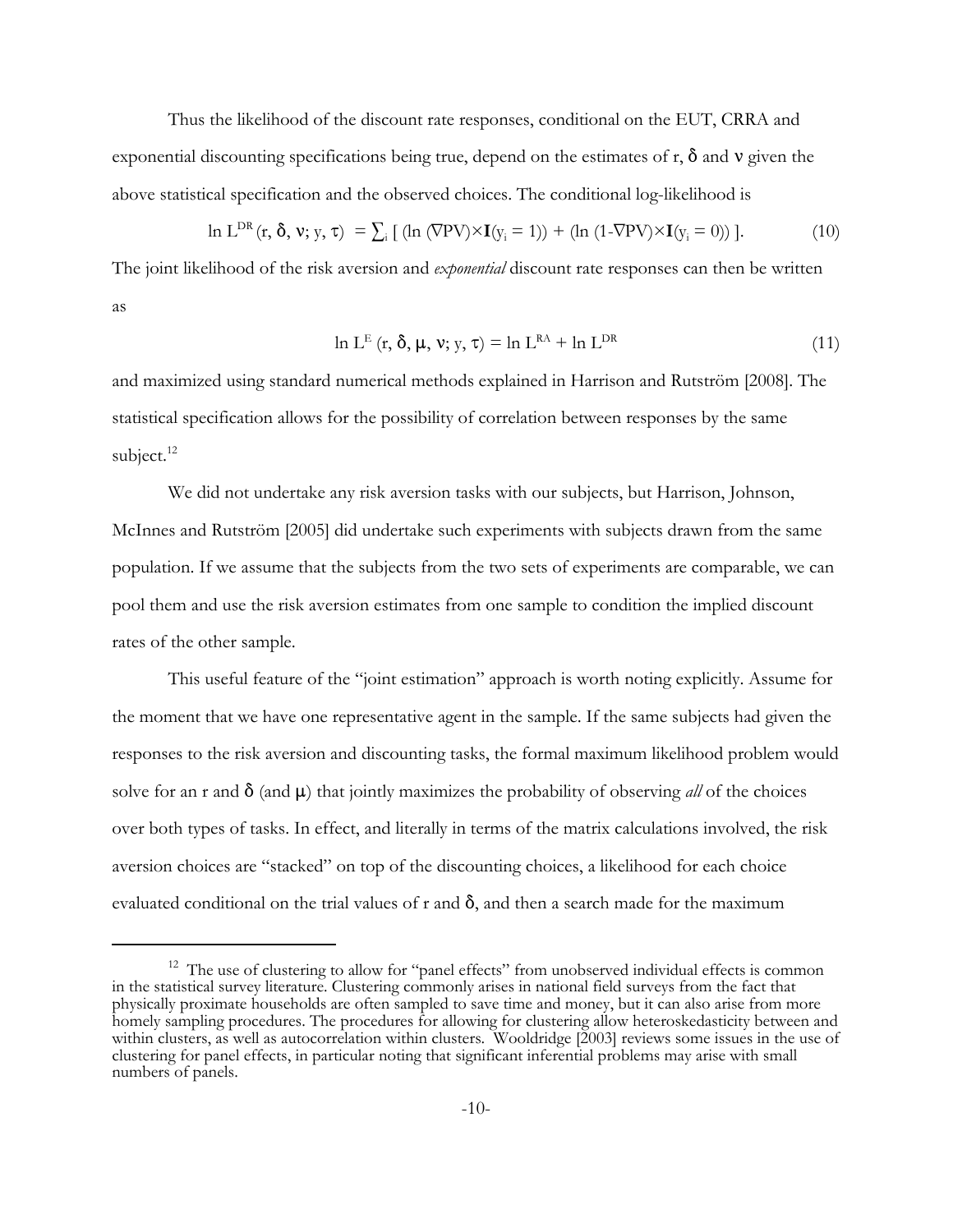Thus the likelihood of the discount rate responses, conditional on the EUT, CRRA and exponential discounting specifications being true, depend on the estimates of r, $\delta$ and $\nu$ given the above statistical specification and the observed choices. The conditional log-likelihood is

$$\ln L^{DR}(r, \delta, \nu; y, \tau) = \sum_i [ (\ln (\nabla PV) \times \mathbf{I}(y_i = 1)) + (\ln (1 - \nabla PV) \times \mathbf{I}(y_i = 0)) ]. \tag{10}$$

The joint likelihood of the risk aversion and *exponential* discount rate responses can then be written as

$$\ln L^{E}(r, \delta, \mu, \nu; y, \tau) = \ln L^{RA} + \ln L^{DR} \tag{11}$$

and maximized using standard numerical methods explained in Harrison and Rutström [2008]. The statistical specification allows for the possibility of correlation between responses by the same subject.[12]

We did not undertake any risk aversion tasks with our subjects, but Harrison, Johnson, McInnes and Rutström [2005] did undertake such experiments with subjects drawn from the same population. If we assume that the subjects from the two sets of experiments are comparable, we can pool them and use the risk aversion estimates from one sample to condition the implied discount rates of the other sample.

This useful feature of the "joint estimation" approach is worth noting explicitly. Assume for the moment that we have one representative agent in the sample. If the same subjects had given the responses to the risk aversion and discounting tasks, the formal maximum likelihood problem would solve for an r and $\delta$ (and $\mu$) that jointly maximizes the probability of observing *all* of the choices over both types of tasks. In effect, and literally in terms of the matrix calculations involved, the risk aversion choices are "stacked" on top of the discounting choices, a likelihood for each choice evaluated conditional on the trial values of r and $\delta$, and then a search made for the maximum

[12] The use of clustering to allow for "panel effects" from unobserved individual effects is common in the statistical survey literature. Clustering commonly arises in national field surveys from the fact that physically proximate households are often sampled to save time and money, but it can also arise from more homely sampling procedures. The procedures for allowing for clustering allow heteroskedasticity between and within clusters, as well as autocorrelation within clusters. Wooldridge [2003] reviews some issues in the use of clustering for panel effects, in particular noting that significant inferential problems may arise with small numbers of panels.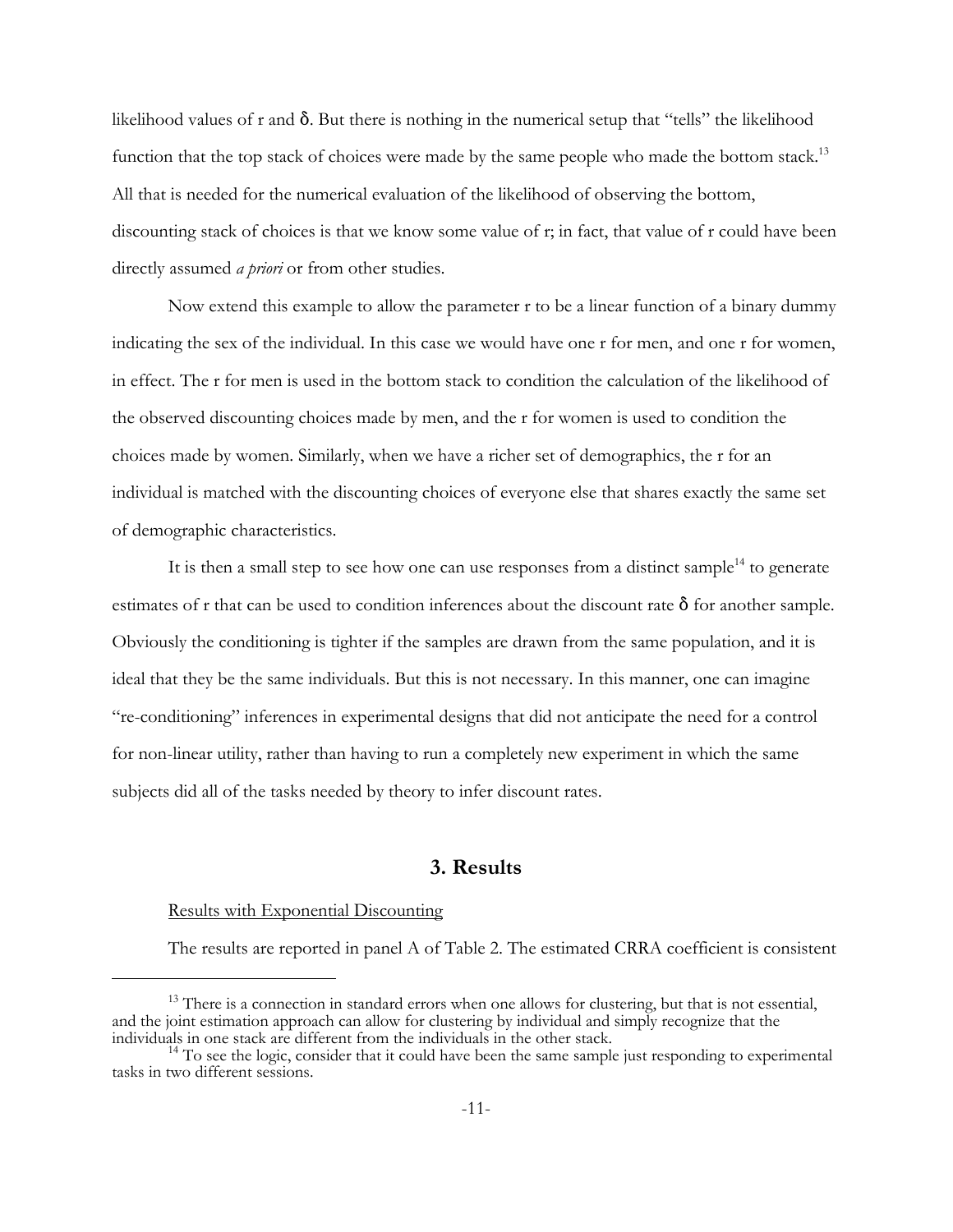likelihood values of r and $\delta$. But there is nothing in the numerical setup that "tells" the likelihood function that the top stack of choices were made by the same people who made the bottom stack.[13] All that is needed for the numerical evaluation of the likelihood of observing the bottom, discounting stack of choices is that we know some value of r; in fact, that value of r could have been directly assumed *a priori* or from other studies.

Now extend this example to allow the parameter r to be a linear function of a binary dummy indicating the sex of the individual. In this case we would have one r for men, and one r for women, in effect. The r for men is used in the bottom stack to condition the calculation of the likelihood of the observed discounting choices made by men, and the r for women is used to condition the choices made by women. Similarly, when we have a richer set of demographics, the r for an individual is matched with the discounting choices of everyone else that shares exactly the same set of demographic characteristics.

It is then a small step to see how one can use responses from a distinct sample[14] to generate estimates of r that can be used to condition inferences about the discount rate $\delta$ for another sample. Obviously the conditioning is tighter if the samples are drawn from the same population, and it is ideal that they be the same individuals. But this is not necessary. In this manner, one can imagine "re-conditioning" inferences in experimental designs that did not anticipate the need for a control for non-linear utility, rather than having to run a completely new experiment in which the same subjects did all of the tasks needed by theory to infer discount rates.

## 3. Results

Results with Exponential Discounting

The results are reported in panel A of Table 2. The estimated CRRA coefficient is consistent

---

[13] There is a connection in standard errors when one allows for clustering, but that is not essential, and the joint estimation approach can allow for clustering by individual and simply recognize that the individuals in one stack are different from the individuals in the other stack.

[14] To see the logic, consider that it could have been the same sample just responding to experimental tasks in two different sessions.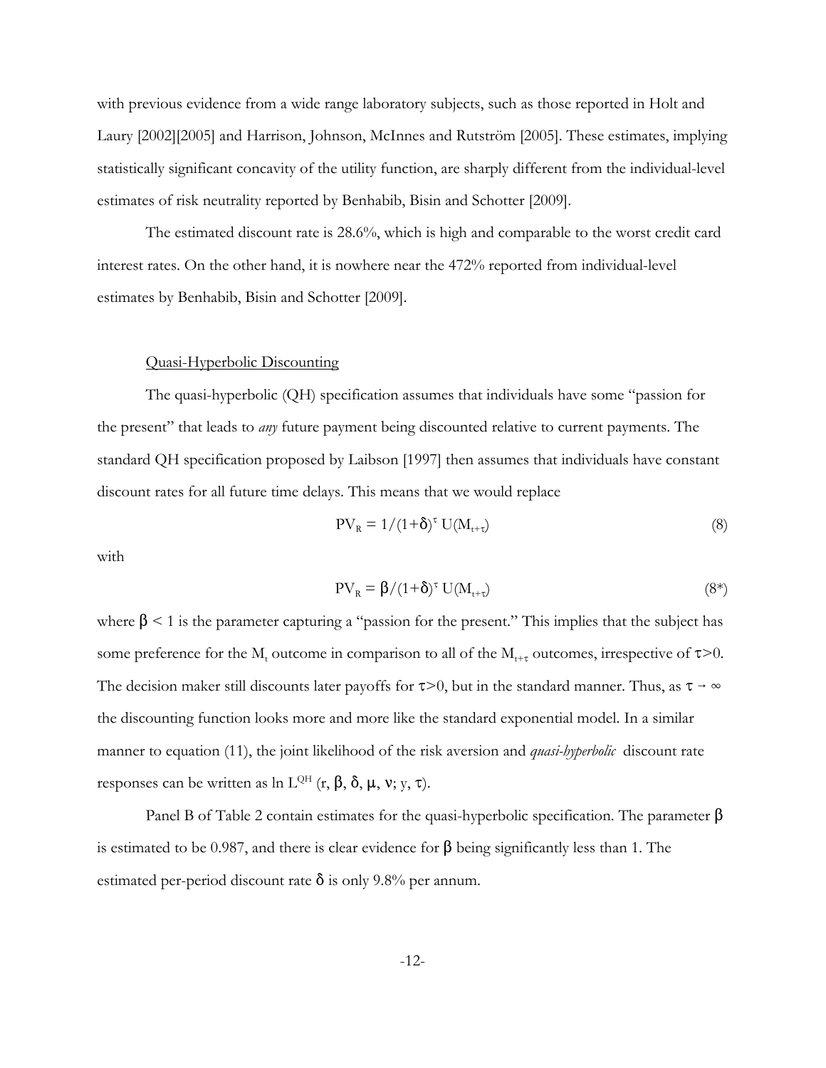with previous evidence from a wide range laboratory subjects, such as those reported in Holt and Laury [2002][2005] and Harrison, Johnson, McInnes and Rutström [2005]. These estimates, implying statistically significant concavity of the utility function, are sharply different from the individual-level estimates of risk neutrality reported by Benhabib, Bisin and Schotter [2009].

The estimated discount rate is 28.6%, which is high and comparable to the worst credit card interest rates. On the other hand, it is nowhere near the 472% reported from individual-level estimates by Benhabib, Bisin and Schotter [2009].

### Quasi-Hyperbolic Discounting

The quasi-hyperbolic (QH) specification assumes that individuals have some "passion for the present" that leads to *any* future payment being discounted relative to current payments. The standard QH specification proposed by Laibson [1997] then assumes that individuals have constant discount rates for all future time delays. This means that we would replace

$$PV_R = 1/(1+\delta)^{\tau}\, U(M_{t+\tau}) \tag{8}$$

with

$$PV_R = \beta/(1+\delta)^{\tau}\, U(M_{t+\tau}) \tag{8*}$$

where $\beta < 1$ is the parameter capturing a "passion for the present." This implies that the subject has some preference for the $M_t$ outcome in comparison to all of the $M_{t+\tau}$ outcomes, irrespective of $\tau>0$. The decision maker still discounts later payoffs for $\tau>0$, but in the standard manner. Thus, as $\tau \rightarrow \infty$ the discounting function looks more and more like the standard exponential model. In a similar manner to equation (11), the joint likelihood of the risk aversion and *quasi-hyperbolic* discount rate responses can be written as $\ln L^{QH}(r, \beta, \delta, \mu, \nu; y, \tau)$.

Panel B of Table 2 contain estimates for the quasi-hyperbolic specification. The parameter $\beta$ is estimated to be 0.987, and there is clear evidence for $\beta$ being significantly less than 1. The estimated per-period discount rate $\delta$ is only 9.8% per annum.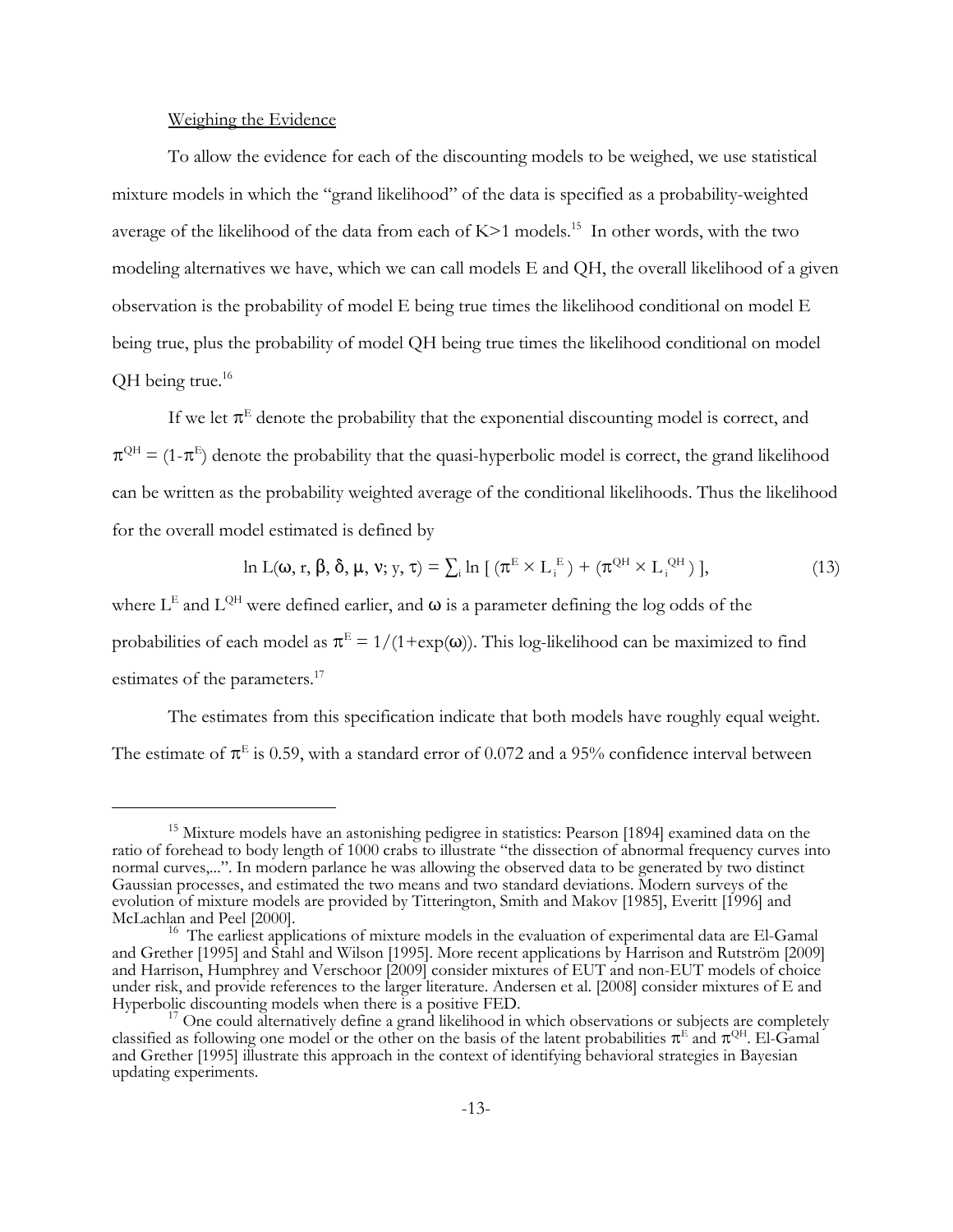Weighing the Evidence

To allow the evidence for each of the discounting models to be weighed, we use statistical mixture models in which the "grand likelihood" of the data is specified as a probability-weighted average of the likelihood of the data from each of K>1 models.[15] In other words, with the two modeling alternatives we have, which we can call models E and QH, the overall likelihood of a given observation is the probability of model E being true times the likelihood conditional on model E being true, plus the probability of model QH being true times the likelihood conditional on model QH being true.[16]

If we let $\pi^E$ denote the probability that the exponential discounting model is correct, and $\pi^{QH} = (1-\pi^E)$ denote the probability that the quasi-hyperbolic model is correct, the grand likelihood can be written as the probability weighted average of the conditional likelihoods. Thus the likelihood for the overall model estimated is defined by

$$\ln L(\omega, r, \beta, \delta, \mu, \nu; y, \tau) = \sum_i \ln [ (\pi^E \times L_i^E) + (\pi^{QH} \times L_i^{QH}) ], \tag{13}$$

where $L^E$ and $L^{QH}$ were defined earlier, and $\omega$ is a parameter defining the log odds of the probabilities of each model as $\pi^E = 1/(1+\exp(\omega))$. This log-likelihood can be maximized to find estimates of the parameters.[17]

The estimates from this specification indicate that both models have roughly equal weight. The estimate of $\pi^E$ is 0.59, with a standard error of 0.072 and a 95% confidence interval between

---

[15] Mixture models have an astonishing pedigree in statistics: Pearson [1894] examined data on the ratio of forehead to body length of 1000 crabs to illustrate "the dissection of abnormal frequency curves into normal curves,...". In modern parlance he was allowing the observed data to be generated by two distinct Gaussian processes, and estimated the two means and two standard deviations. Modern surveys of the evolution of mixture models are provided by Titterington, Smith and Makov [1985], Everitt [1996] and McLachlan and Peel [2000].

[16] The earliest applications of mixture models in the evaluation of experimental data are El-Gamal and Grether [1995] and Stahl and Wilson [1995]. More recent applications by Harrison and Rutström [2009] and Harrison, Humphrey and Verschoor [2009] consider mixtures of EUT and non-EUT models of choice under risk, and provide references to the larger literature. Andersen et al. [2008] consider mixtures of E and Hyperbolic discounting models when there is a positive FED.

[17] One could alternatively define a grand likelihood in which observations or subjects are completely classified as following one model or the other on the basis of the latent probabilities $\pi^E$ and $\pi^{QH}$. El-Gamal and Grether [1995] illustrate this approach in the context of identifying behavioral strategies in Bayesian updating experiments.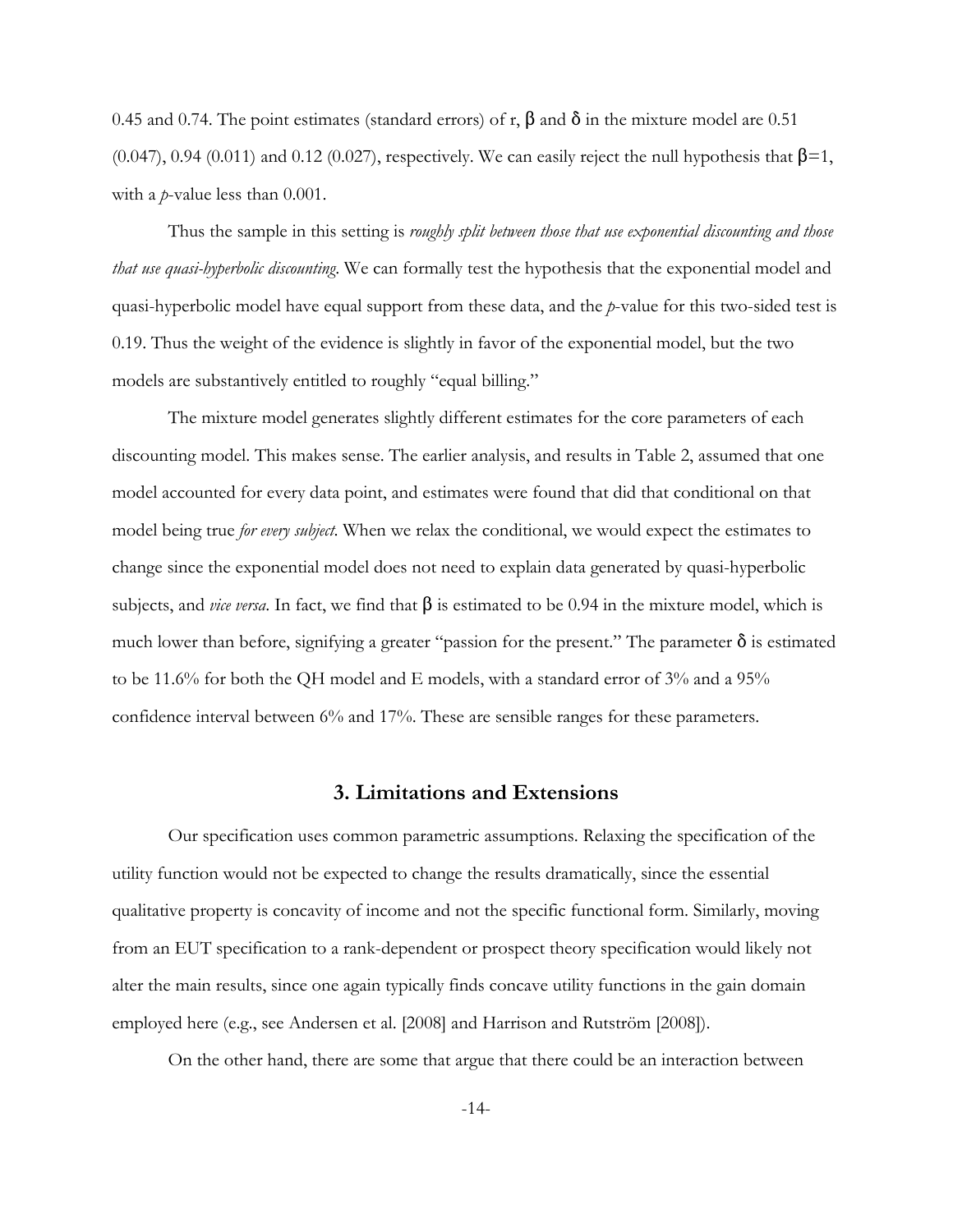0.45 and 0.74. The point estimates (standard errors) of r, $\beta$ and $\delta$ in the mixture model are 0.51 (0.047), 0.94 (0.011) and 0.12 (0.027), respectively. We can easily reject the null hypothesis that $\beta$=1, with a *p*-value less than 0.001.

Thus the sample in this setting is *roughly split between those that use exponential discounting and those that use quasi-hyperbolic discounting*. We can formally test the hypothesis that the exponential model and quasi-hyperbolic model have equal support from these data, and the *p*-value for this two-sided test is 0.19. Thus the weight of the evidence is slightly in favor of the exponential model, but the two models are substantively entitled to roughly "equal billing."

The mixture model generates slightly different estimates for the core parameters of each discounting model. This makes sense. The earlier analysis, and results in Table 2, assumed that one model accounted for every data point, and estimates were found that did that conditional on that model being true *for every subject*. When we relax the conditional, we would expect the estimates to change since the exponential model does not need to explain data generated by quasi-hyperbolic subjects, and *vice versa*. In fact, we find that $\beta$ is estimated to be 0.94 in the mixture model, which is much lower than before, signifying a greater "passion for the present." The parameter $\delta$ is estimated to be 11.6% for both the QH model and E models, with a standard error of 3% and a 95% confidence interval between 6% and 17%. These are sensible ranges for these parameters.

## 3. Limitations and Extensions

Our specification uses common parametric assumptions. Relaxing the specification of the utility function would not be expected to change the results dramatically, since the essential qualitative property is concavity of income and not the specific functional form. Similarly, moving from an EUT specification to a rank-dependent or prospect theory specification would likely not alter the main results, since one again typically finds concave utility functions in the gain domain employed here (e.g., see Andersen et al. [2008] and Harrison and Rutström [2008]).

On the other hand, there are some that argue that there could be an interaction between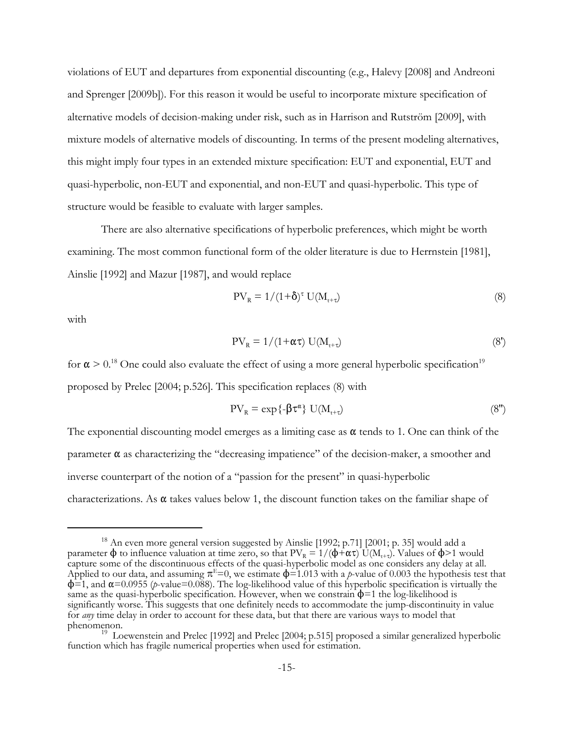violations of EUT and departures from exponential discounting (e.g., Halevy [2008] and Andreoni and Sprenger [2009b]). For this reason it would be useful to incorporate mixture specification of alternative models of decision-making under risk, such as in Harrison and Rutström [2009], with mixture models of alternative models of discounting. In terms of the present modeling alternatives, this might imply four types in an extended mixture specification: EUT and exponential, EUT and quasi-hyperbolic, non-EUT and exponential, and non-EUT and quasi-hyperbolic. This type of structure would be feasible to evaluate with larger samples.

There are also alternative specifications of hyperbolic preferences, which might be worth examining. The most common functional form of the older literature is due to Herrnstein [1981], Ainslie [1992] and Mazur [1987], and would replace

$$PV_R = 1/(1+\delta)^{\tau}\ U(M_{t+\tau}) \tag{8}$$

with

$$PV_R = 1/(1+\alpha\tau)\ U(M_{t+\tau}) \tag{8'}$$

for $\alpha > 0$.[18] One could also evaluate the effect of using a more general hyperbolic specification[19] proposed by Prelec [2004; p.526]. This specification replaces (8) with

$$PV_R = \exp\{-\beta\tau^{\alpha}\}\ U(M_{t+\tau}) \tag{8''}$$

The exponential discounting model emerges as a limiting case as $\alpha$ tends to 1. One can think of the parameter $\alpha$ as characterizing the "decreasing impatience" of the decision-maker, a smoother and inverse counterpart of the notion of a "passion for the present" in quasi-hyperbolic characterizations. As $\alpha$ takes values below 1, the discount function takes on the familiar shape of

---

[18] An even more general version suggested by Ainslie [1992; p.71] [2001; p. 35] would add a parameter $\varphi$ to influence valuation at time zero, so that $PV_R = 1/(\varphi+\alpha\tau)\ U(M_{t+\tau})$. Values of $\varphi>1$ would capture some of the discontinuous effects of the quasi-hyperbolic model as one considers any delay at all. Applied to our data, and assuming $\pi^E=0$, we estimate $\varphi=1.013$ with a *p*-value of 0.003 the hypothesis test that $\varphi=1$, and $\alpha=0.0955$ (*p*-value=0.088). The log-likelihood value of this hyperbolic specification is virtually the same as the quasi-hyperbolic specification. However, when we constrain $\varphi=1$ the log-likelihood is significantly worse. This suggests that one definitely needs to accommodate the jump-discontinuity in value for *any* time delay in order to account for these data, but that there are various ways to model that phenomenon.

[19] Loewenstein and Prelec [1992] and Prelec [2004; p.515] proposed a similar generalized hyperbolic function which has fragile numerical properties when used for estimation.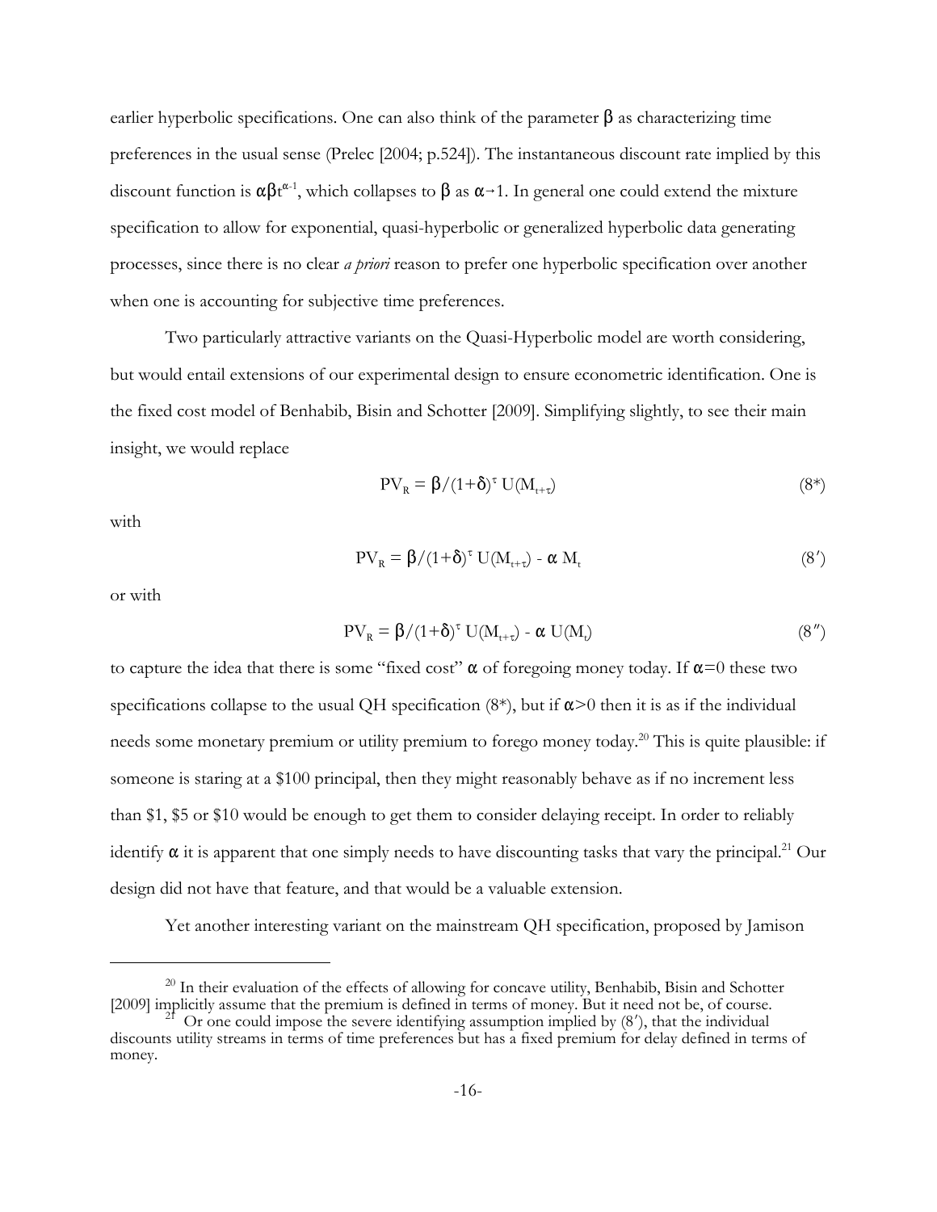earlier hyperbolic specifications. One can also think of the parameter $\beta$ as characterizing time preferences in the usual sense (Prelec [2004; p.524]). The instantaneous discount rate implied by this discount function is $\alpha\beta t^{\alpha-1}$, which collapses to $\beta$ as $\alpha \rightarrow 1$. In general one could extend the mixture specification to allow for exponential, quasi-hyperbolic or generalized hyperbolic data generating processes, since there is no clear *a priori* reason to prefer one hyperbolic specification over another when one is accounting for subjective time preferences.

Two particularly attractive variants on the Quasi-Hyperbolic model are worth considering, but would entail extensions of our experimental design to ensure econometric identification. One is the fixed cost model of Benhabib, Bisin and Schotter [2009]. Simplifying slightly, to see their main insight, we would replace

$$PV_R = \beta/(1+\delta)^{\tau}\, U(M_{t+\tau}) \tag{8*}$$

with

$$PV_R = \beta/(1+\delta)^{\tau}\, U(M_{t+\tau}) - \alpha\, M_t \tag{8′}$$

or with

$$PV_R = \beta/(1+\delta)^{\tau}\, U(M_{t+\tau}) - \alpha\, U(M_t) \tag{8″}$$

to capture the idea that there is some "fixed cost" $\alpha$ of foregoing money today. If $\alpha=0$ these two specifications collapse to the usual QH specification (8*), but if $\alpha>0$ then it is as if the individual needs some monetary premium or utility premium to forego money today.[20] This is quite plausible: if someone is staring at a \$100 principal, then they might reasonably behave as if no increment less than \$1, \$5 or \$10 would be enough to get them to consider delaying receipt. In order to reliably identify $\alpha$ it is apparent that one simply needs to have discounting tasks that vary the principal.[21] Our design did not have that feature, and that would be a valuable extension.

Yet another interesting variant on the mainstream QH specification, proposed by Jamison

[20] In their evaluation of the effects of allowing for concave utility, Benhabib, Bisin and Schotter [2009] implicitly assume that the premium is defined in terms of money. But it need not be, of course.

[21] Or one could impose the severe identifying assumption implied by (8′), that the individual discounts utility streams in terms of time preferences but has a fixed premium for delay defined in terms of money.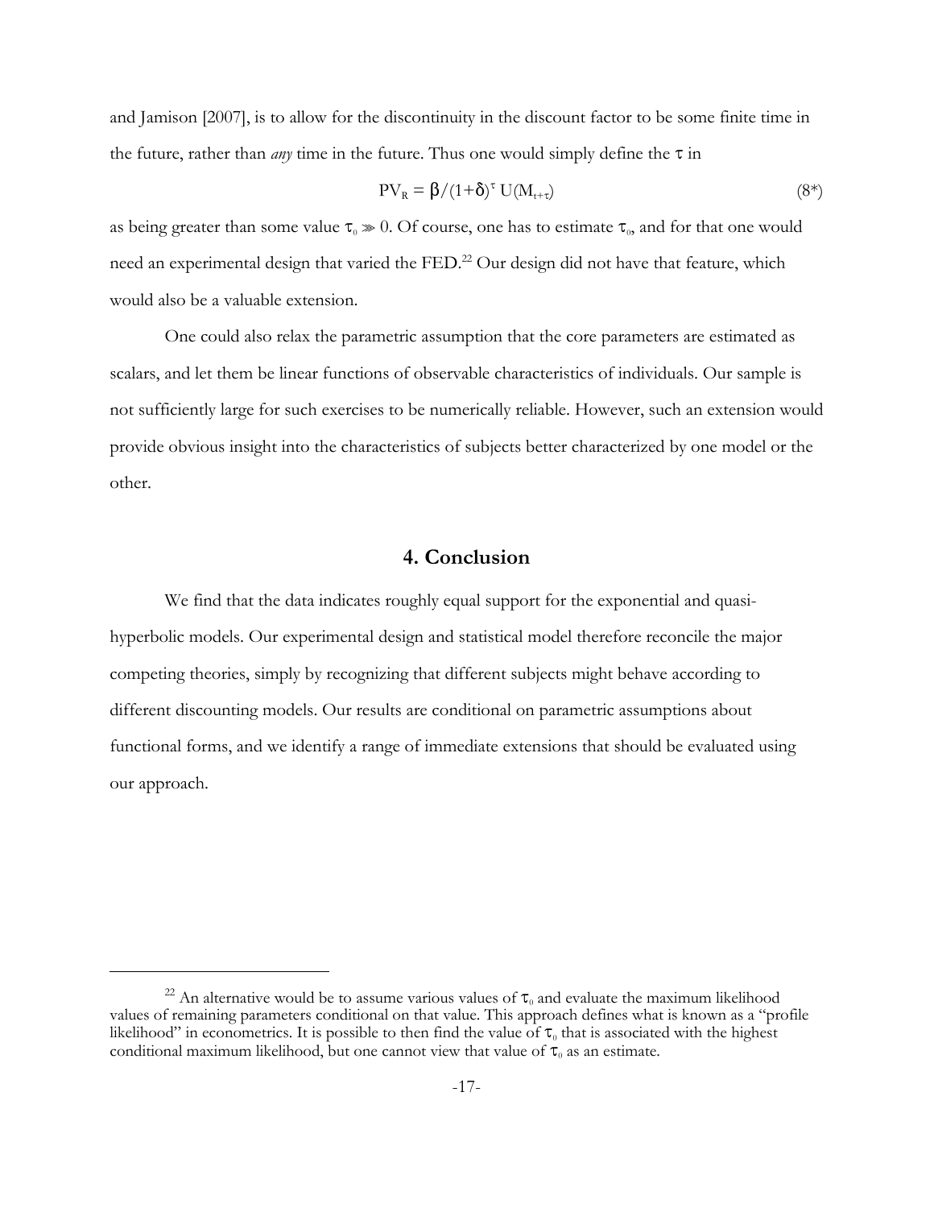and Jamison [2007], is to allow for the discontinuity in the discount factor to be some finite time in the future, rather than *any* time in the future. Thus one would simply define the $\tau$ in

$$PV_R = \beta/(1+\delta)^{\tau} \, U(M_{t+\tau}) \tag{8*}$$

as being greater than some value $\tau_0 \gg 0$. Of course, one has to estimate $\tau_0$, and for that one would need an experimental design that varied the FED.[22] Our design did not have that feature, which would also be a valuable extension.

One could also relax the parametric assumption that the core parameters are estimated as scalars, and let them be linear functions of observable characteristics of individuals. Our sample is not sufficiently large for such exercises to be numerically reliable. However, such an extension would provide obvious insight into the characteristics of subjects better characterized by one model or the other.

## 4. Conclusion

We find that the data indicates roughly equal support for the exponential and quasi-hyperbolic models. Our experimental design and statistical model therefore reconcile the major competing theories, simply by recognizing that different subjects might behave according to different discounting models. Our results are conditional on parametric assumptions about functional forms, and we identify a range of immediate extensions that should be evaluated using our approach.

---

[22] An alternative would be to assume various values of $\tau_0$ and evaluate the maximum likelihood values of remaining parameters conditional on that value. This approach defines what is known as a "profile likelihood" in econometrics. It is possible to then find the value of $\tau_0$ that is associated with the highest conditional maximum likelihood, but one cannot view that value of $\tau_0$ as an estimate.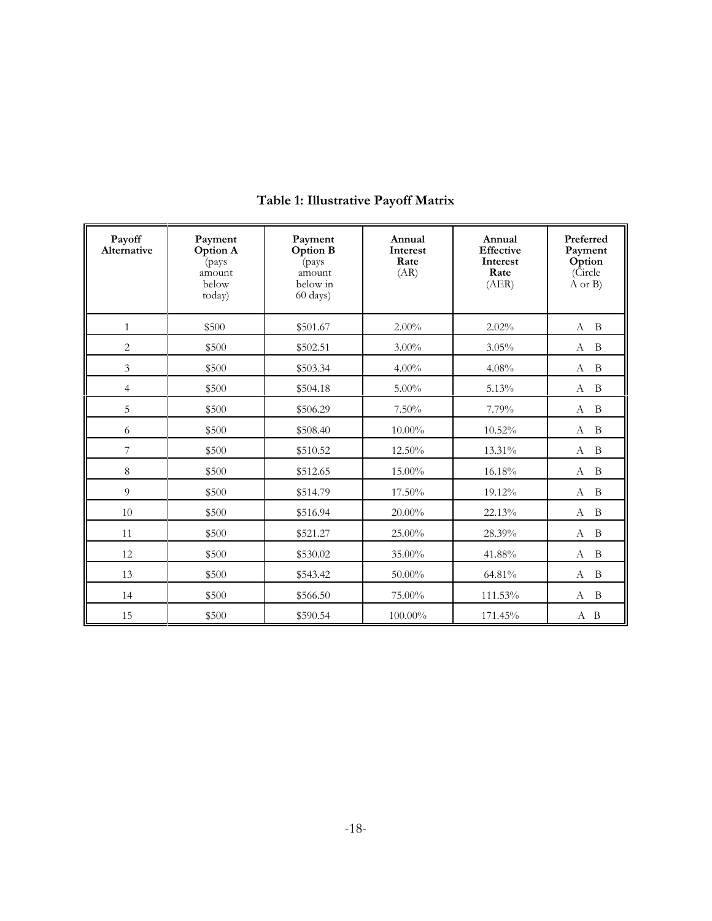## Table 1: Illustrative Payoff Matrix

| Payoff Alternative | Payment Option A (pays amount below today) | Payment Option B (pays amount below in 60 days) | Annual Interest Rate (AR) | Annual Effective Interest Rate (AER) | Preferred Payment Option (Circle A or B) |
|---|---|---|---|---|---|
| 1 | $500 | $501.67 | 2.00% | 2.02% | A B |
| 2 | $500 | $502.51 | 3.00% | 3.05% | A B |
| 3 | $500 | $503.34 | 4.00% | 4.08% | A B |
| 4 | $500 | $504.18 | 5.00% | 5.13% | A B |
| 5 | $500 | $506.29 | 7.50% | 7.79% | A B |
| 6 | $500 | $508.40 | 10.00% | 10.52% | A B |
| 7 | $500 | $510.52 | 12.50% | 13.31% | A B |
| 8 | $500 | $512.65 | 15.00% | 16.18% | A B |
| 9 | $500 | $514.79 | 17.50% | 19.12% | A B |
| 10 | $500 | $516.94 | 20.00% | 22.13% | A B |
| 11 | $500 | $521.27 | 25.00% | 28.39% | A B |
| 12 | $500 | $530.02 | 35.00% | 41.88% | A B |
| 13 | $500 | $543.42 | 50.00% | 64.81% | A B |
| 14 | $500 | $566.50 | 75.00% | 111.53% | A B |
| 15 | $500 | $590.54 | 100.00% | 171.45% | A B |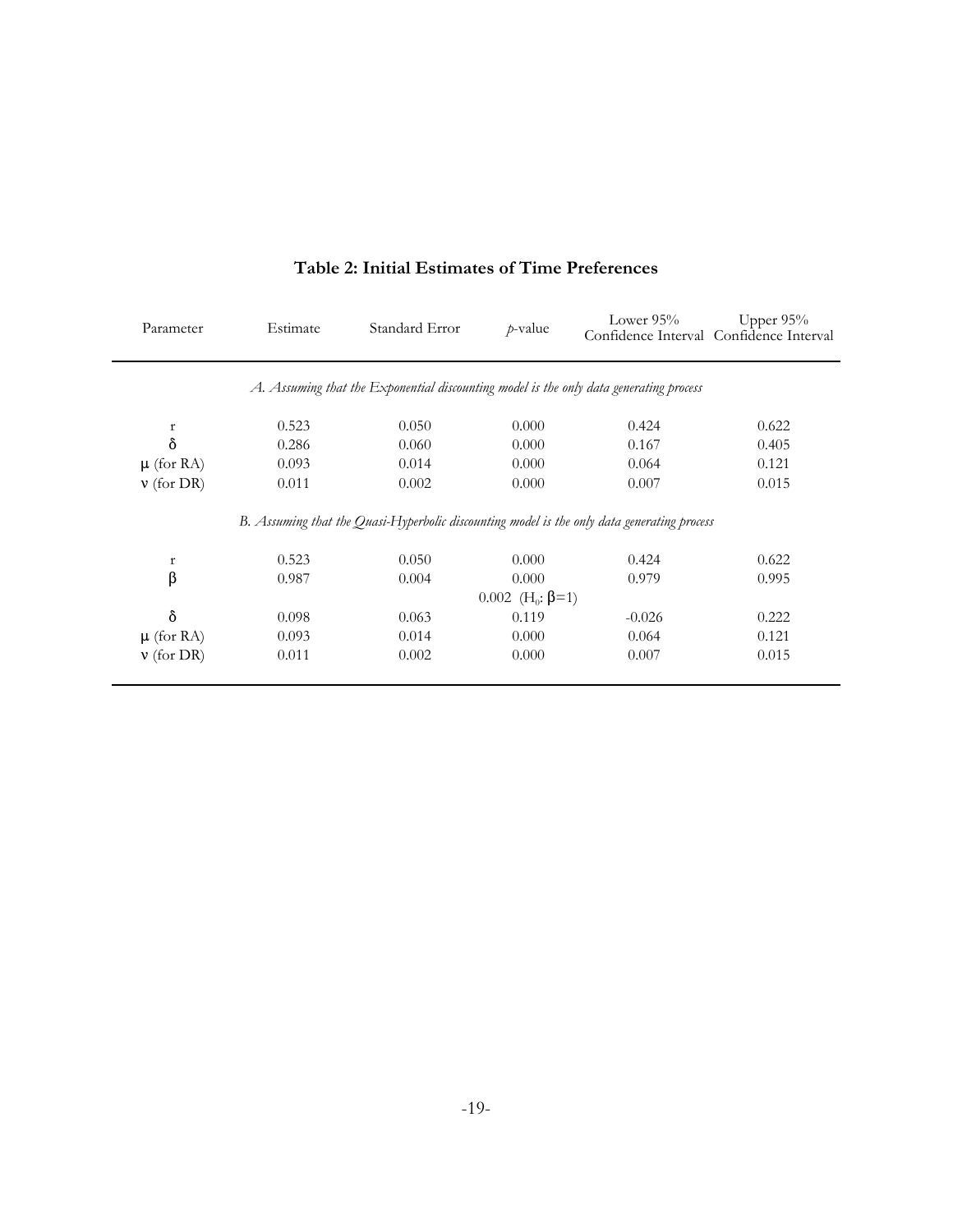## Table 2: Initial Estimates of Time Preferences

| Parameter | Estimate | Standard Error | *p*-value | Lower 95% Confidence Interval | Upper 95% Confidence Interval |
|---|---|---|---|---|---|
| *A. Assuming that the Exponential discounting model is the only data generating process* | | | | | |
| r | 0.523 | 0.050 | 0.000 | 0.424 | 0.622 |
| $\delta$ | 0.286 | 0.060 | 0.000 | 0.167 | 0.405 |
| $\mu$ (for RA) | 0.093 | 0.014 | 0.000 | 0.064 | 0.121 |
| $\nu$ (for DR) | 0.011 | 0.002 | 0.000 | 0.007 | 0.015 |
| *B. Assuming that the Quasi-Hyperbolic discounting model is the only data generating process* | | | | | |
| r | 0.523 | 0.050 | 0.000 | 0.424 | 0.622 |
| $\beta$ | 0.987 | 0.004 | 0.000 | 0.979 | 0.995 |
| | | | 0.002 ($H_0$: $\beta$=1) | | |
| $\delta$ | 0.098 | 0.063 | 0.119 | -0.026 | 0.222 |
| $\mu$ (for RA) | 0.093 | 0.014 | 0.000 | 0.064 | 0.121 |
| $\nu$ (for DR) | 0.011 | 0.002 | 0.000 | 0.007 | 0.015 |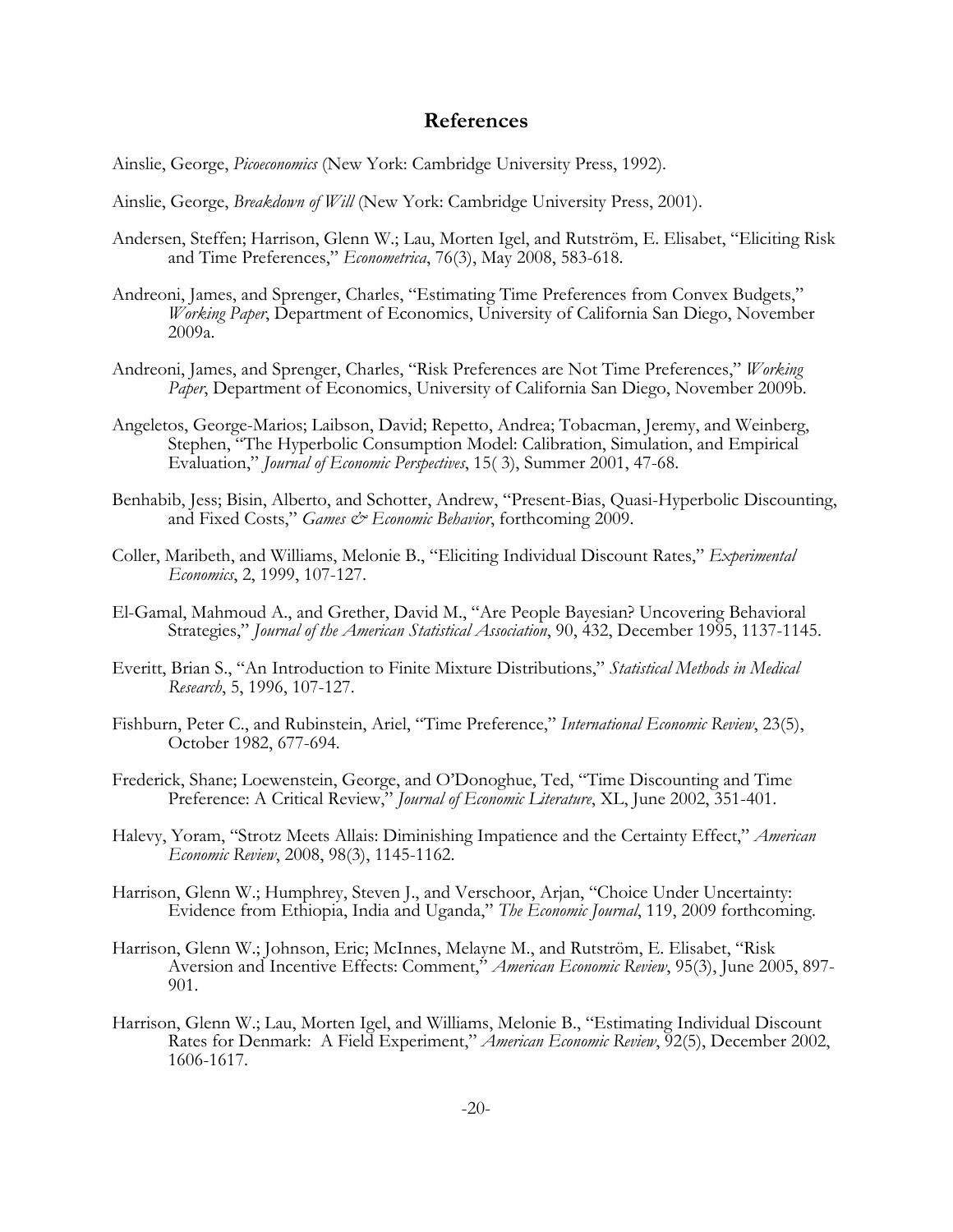## References

Ainslie, George, *Picoeconomics* (New York: Cambridge University Press, 1992).

Ainslie, George, *Breakdown of Will* (New York: Cambridge University Press, 2001).

Andersen, Steffen; Harrison, Glenn W.; Lau, Morten Igel, and Rutström, E. Elisabet, "Eliciting Risk and Time Preferences," *Econometrica*, 76(3), May 2008, 583-618.

Andreoni, James, and Sprenger, Charles, "Estimating Time Preferences from Convex Budgets," *Working Paper*, Department of Economics, University of California San Diego, November 2009a.

Andreoni, James, and Sprenger, Charles, "Risk Preferences are Not Time Preferences," *Working Paper*, Department of Economics, University of California San Diego, November 2009b.

Angeletos, George-Marios; Laibson, David; Repetto, Andrea; Tobacman, Jeremy, and Weinberg, Stephen, "The Hyperbolic Consumption Model: Calibration, Simulation, and Empirical Evaluation," *Journal of Economic Perspectives*, 15( 3), Summer 2001, 47-68.

Benhabib, Jess; Bisin, Alberto, and Schotter, Andrew, "Present-Bias, Quasi-Hyperbolic Discounting, and Fixed Costs," *Games & Economic Behavior*, forthcoming 2009.

Coller, Maribeth, and Williams, Melonie B., "Eliciting Individual Discount Rates," *Experimental Economics*, 2, 1999, 107-127.

El-Gamal, Mahmoud A., and Grether, David M., "Are People Bayesian? Uncovering Behavioral Strategies," *Journal of the American Statistical Association*, 90, 432, December 1995, 1137-1145.

Everitt, Brian S., "An Introduction to Finite Mixture Distributions," *Statistical Methods in Medical Research*, 5, 1996, 107-127.

Fishburn, Peter C., and Rubinstein, Ariel, "Time Preference," *International Economic Review*, 23(5), October 1982, 677-694.

Frederick, Shane; Loewenstein, George, and O'Donoghue, Ted, "Time Discounting and Time Preference: A Critical Review," *Journal of Economic Literature*, XL, June 2002, 351-401.

Halevy, Yoram, "Strotz Meets Allais: Diminishing Impatience and the Certainty Effect," *American Economic Review*, 2008, 98(3), 1145-1162.

Harrison, Glenn W.; Humphrey, Steven J., and Verschoor, Arjan, "Choice Under Uncertainty: Evidence from Ethiopia, India and Uganda," *The Economic Journal*, 119, 2009 forthcoming.

Harrison, Glenn W.; Johnson, Eric; McInnes, Melayne M., and Rutström, E. Elisabet, "Risk Aversion and Incentive Effects: Comment," *American Economic Review*, 95(3), June 2005, 897-901.

Harrison, Glenn W.; Lau, Morten Igel, and Williams, Melonie B., "Estimating Individual Discount Rates for Denmark: A Field Experiment," *American Economic Review*, 92(5), December 2002, 1606-1617.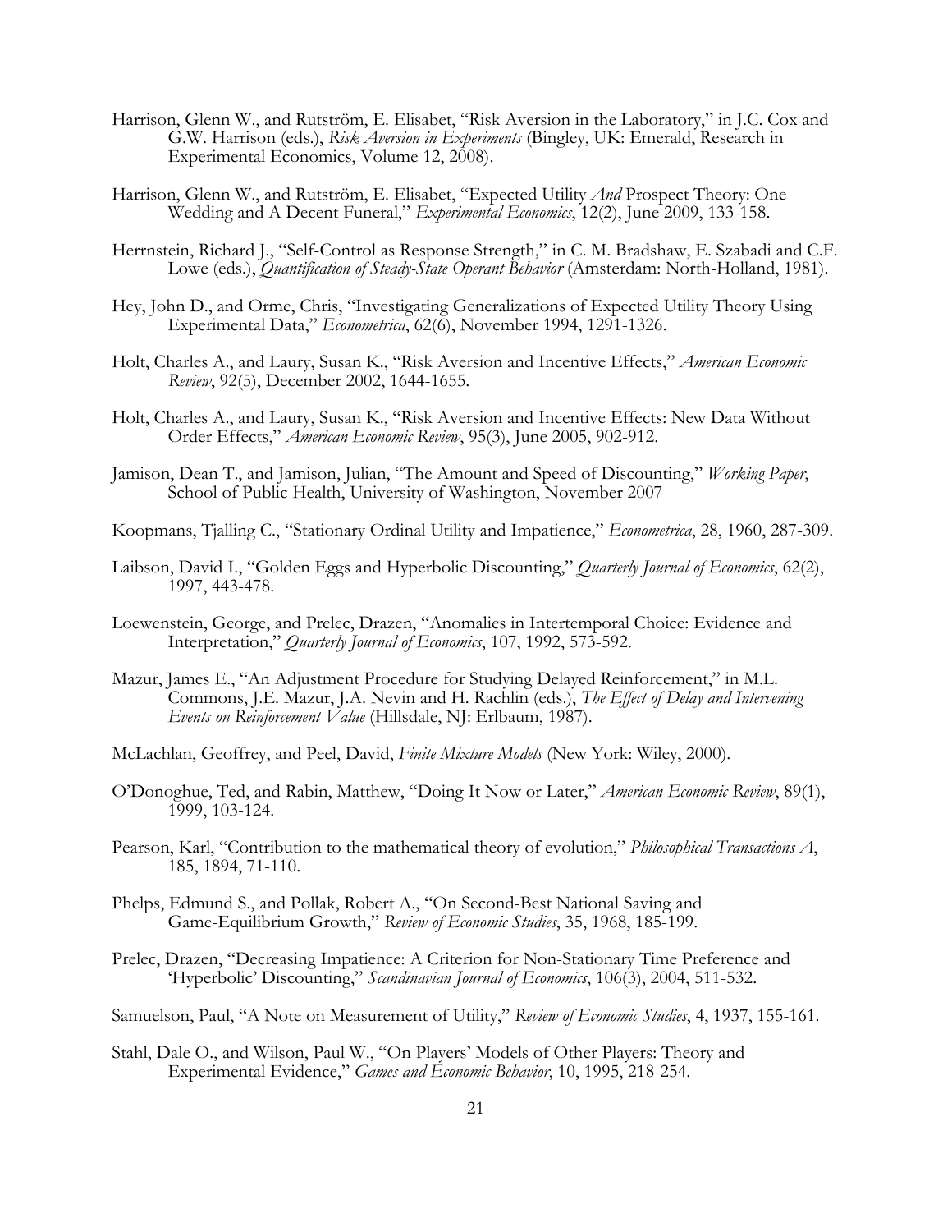Harrison, Glenn W., and Rutström, E. Elisabet, "Risk Aversion in the Laboratory," in J.C. Cox and G.W. Harrison (eds.), *Risk Aversion in Experiments* (Bingley, UK: Emerald, Research in Experimental Economics, Volume 12, 2008).

Harrison, Glenn W., and Rutström, E. Elisabet, "Expected Utility *And* Prospect Theory: One Wedding and A Decent Funeral," *Experimental Economics*, 12(2), June 2009, 133-158.

Herrnstein, Richard J., "Self-Control as Response Strength," in C. M. Bradshaw, E. Szabadi and C.F. Lowe (eds.), *Quantification of Steady-State Operant Behavior* (Amsterdam: North-Holland, 1981).

Hey, John D., and Orme, Chris, "Investigating Generalizations of Expected Utility Theory Using Experimental Data," *Econometrica*, 62(6), November 1994, 1291-1326.

Holt, Charles A., and Laury, Susan K., "Risk Aversion and Incentive Effects," *American Economic Review*, 92(5), December 2002, 1644-1655.

Holt, Charles A., and Laury, Susan K., "Risk Aversion and Incentive Effects: New Data Without Order Effects," *American Economic Review*, 95(3), June 2005, 902-912.

Jamison, Dean T., and Jamison, Julian, "The Amount and Speed of Discounting," *Working Paper*, School of Public Health, University of Washington, November 2007

Koopmans, Tjalling C., "Stationary Ordinal Utility and Impatience," *Econometrica*, 28, 1960, 287-309.

Laibson, David I., "Golden Eggs and Hyperbolic Discounting," *Quarterly Journal of Economics*, 62(2), 1997, 443-478.

Loewenstein, George, and Prelec, Drazen, "Anomalies in Intertemporal Choice: Evidence and Interpretation," *Quarterly Journal of Economics*, 107, 1992, 573-592.

Mazur, James E., "An Adjustment Procedure for Studying Delayed Reinforcement," in M.L. Commons, J.E. Mazur, J.A. Nevin and H. Rachlin (eds.), *The Effect of Delay and Intervening Events on Reinforcement Value* (Hillsdale, NJ: Erlbaum, 1987).

McLachlan, Geoffrey, and Peel, David, *Finite Mixture Models* (New York: Wiley, 2000).

O'Donoghue, Ted, and Rabin, Matthew, "Doing It Now or Later," *American Economic Review*, 89(1), 1999, 103-124.

Pearson, Karl, "Contribution to the mathematical theory of evolution," *Philosophical Transactions A*, 185, 1894, 71-110.

Phelps, Edmund S., and Pollak, Robert A., "On Second-Best National Saving and Game-Equilibrium Growth," *Review of Economic Studies*, 35, 1968, 185-199.

Prelec, Drazen, "Decreasing Impatience: A Criterion for Non-Stationary Time Preference and 'Hyperbolic' Discounting," *Scandinavian Journal of Economics*, 106(3), 2004, 511-532.

Samuelson, Paul, "A Note on Measurement of Utility," *Review of Economic Studies*, 4, 1937, 155-161.

Stahl, Dale O., and Wilson, Paul W., "On Players' Models of Other Players: Theory and Experimental Evidence," *Games and Economic Behavior*, 10, 1995, 218-254.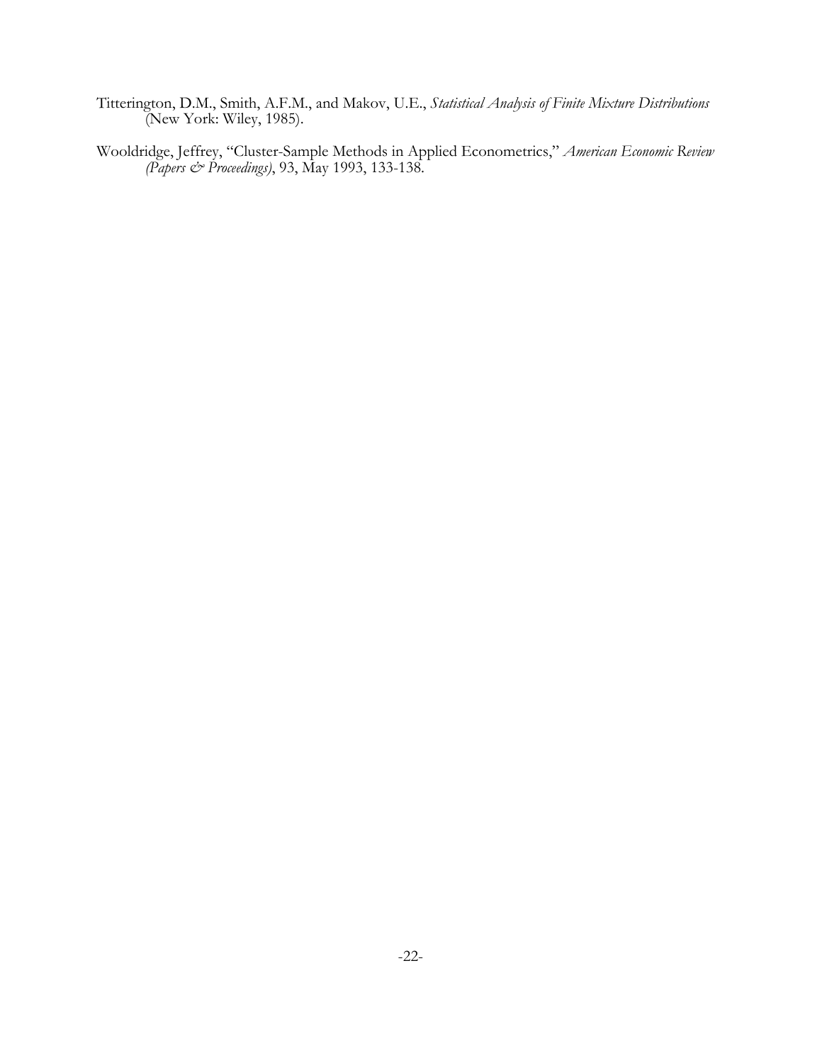Titterington, D.M., Smith, A.F.M., and Makov, U.E., *Statistical Analysis of Finite Mixture Distributions* (New York: Wiley, 1985).

Wooldridge, Jeffrey, "Cluster-Sample Methods in Applied Econometrics," *American Economic Review (Papers & Proceedings)*, 93, May 1993, 133-138.